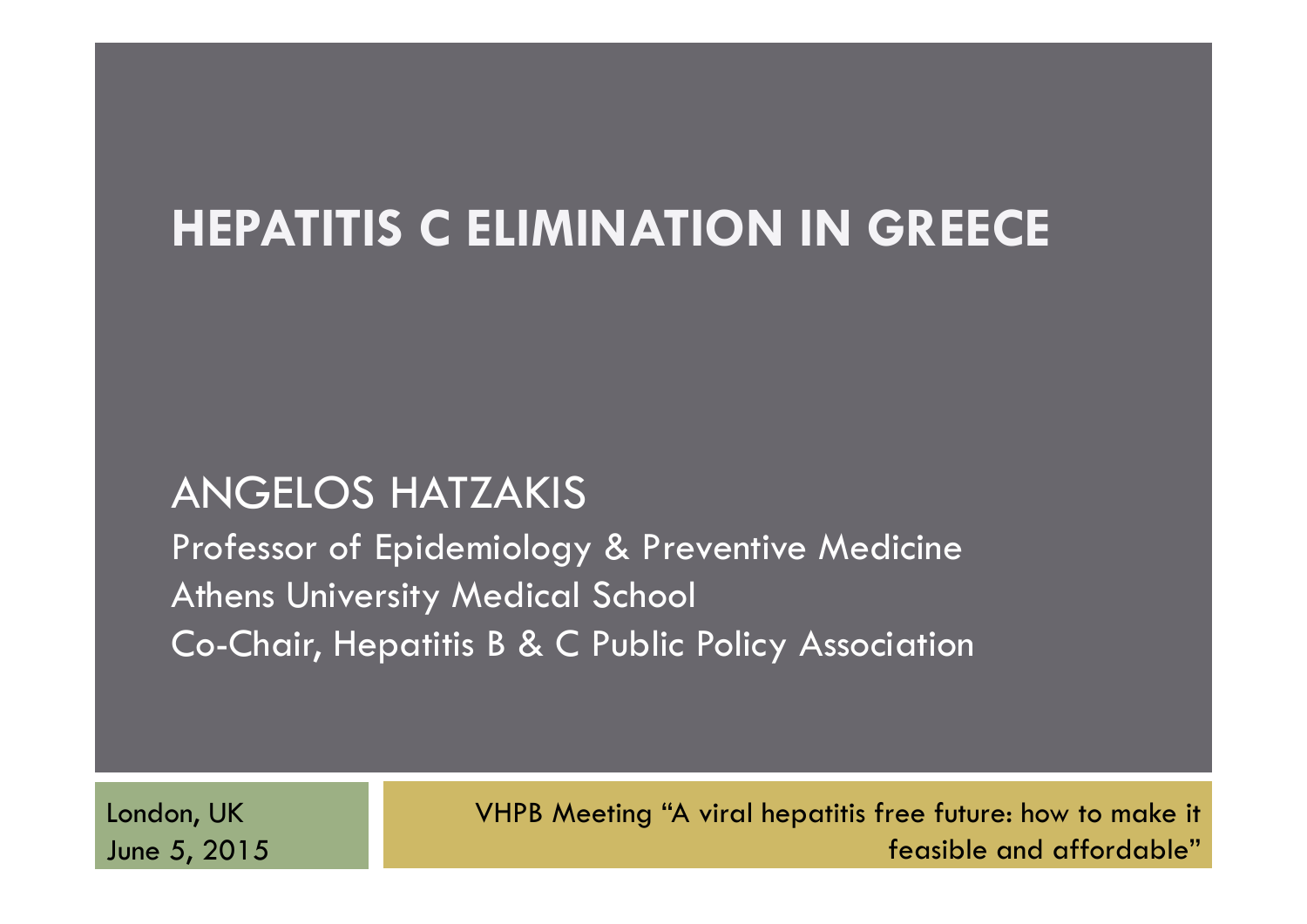# HEPATITIS C ELIMINATION IN GREECE

ANGELOS HATZAKIS

Professor of Epidemiology & Preventive Medicine

Athens University Medical School

Co-Chair, Hepatitis B & C Public Policy Association

London, UK

June 5, 2015

VHPB Meeting "A viral hepatitis free future: how to make it feasible and affordable"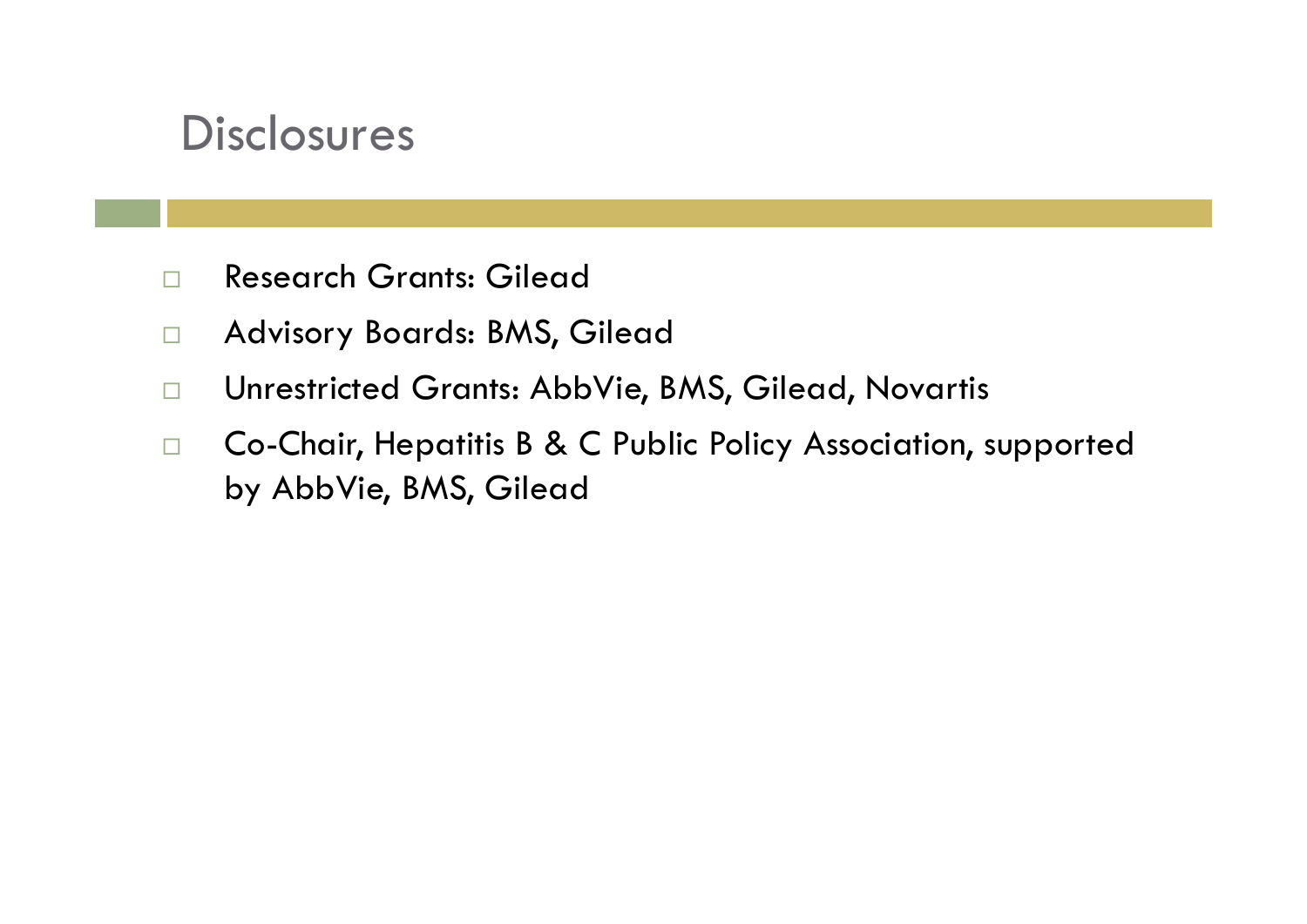## Disclosures

- Research Grants: Gilead
- Advisory Boards: BMS, Gilead
- Unrestricted Grants: AbbVie, BMS, Gilead, Novartis
- Co-Chair, Hepatitis B & C Public Policy Association, supported by AbbVie, BMS, Gilead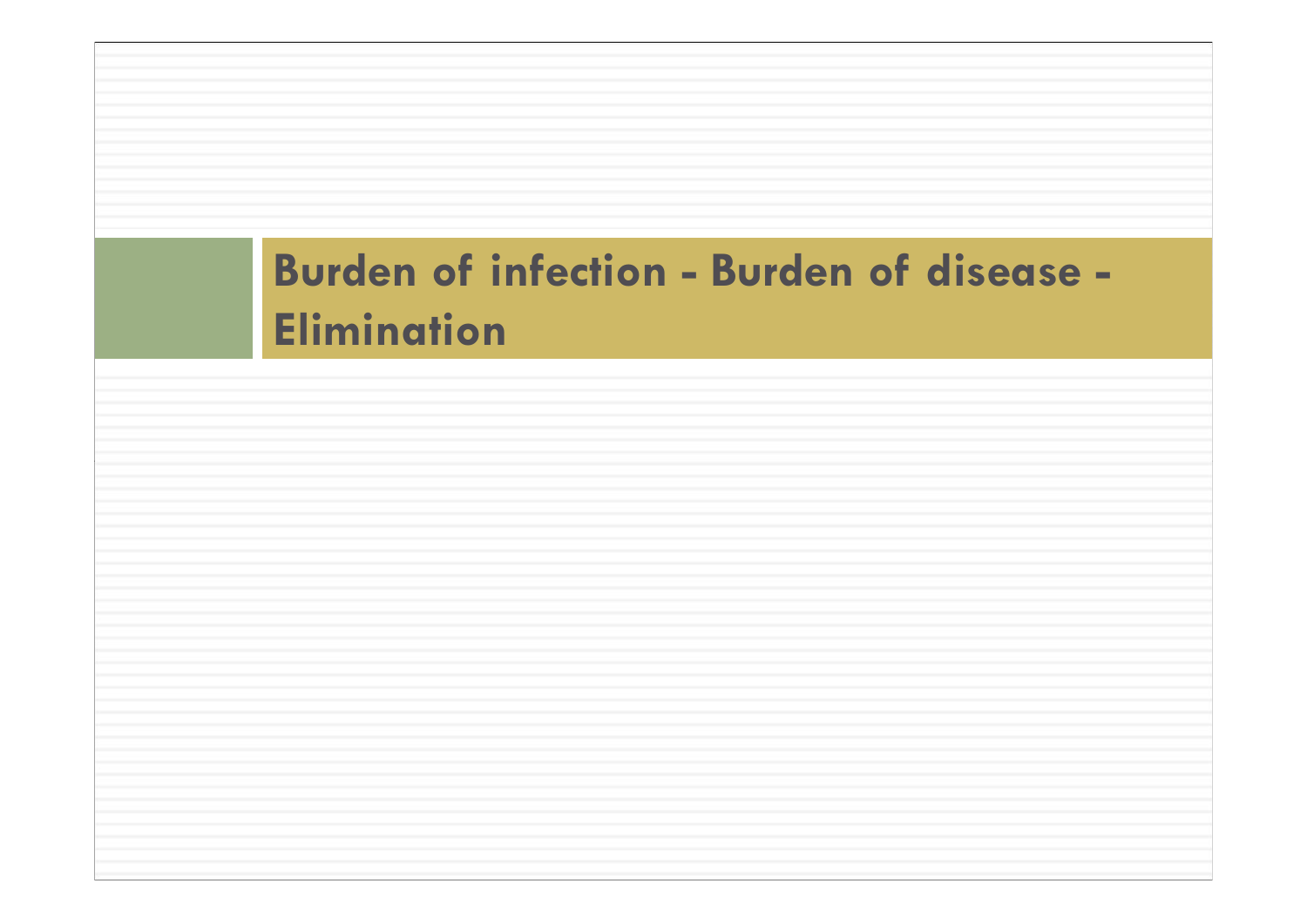# Burden of infection - Burden of disease - Elimination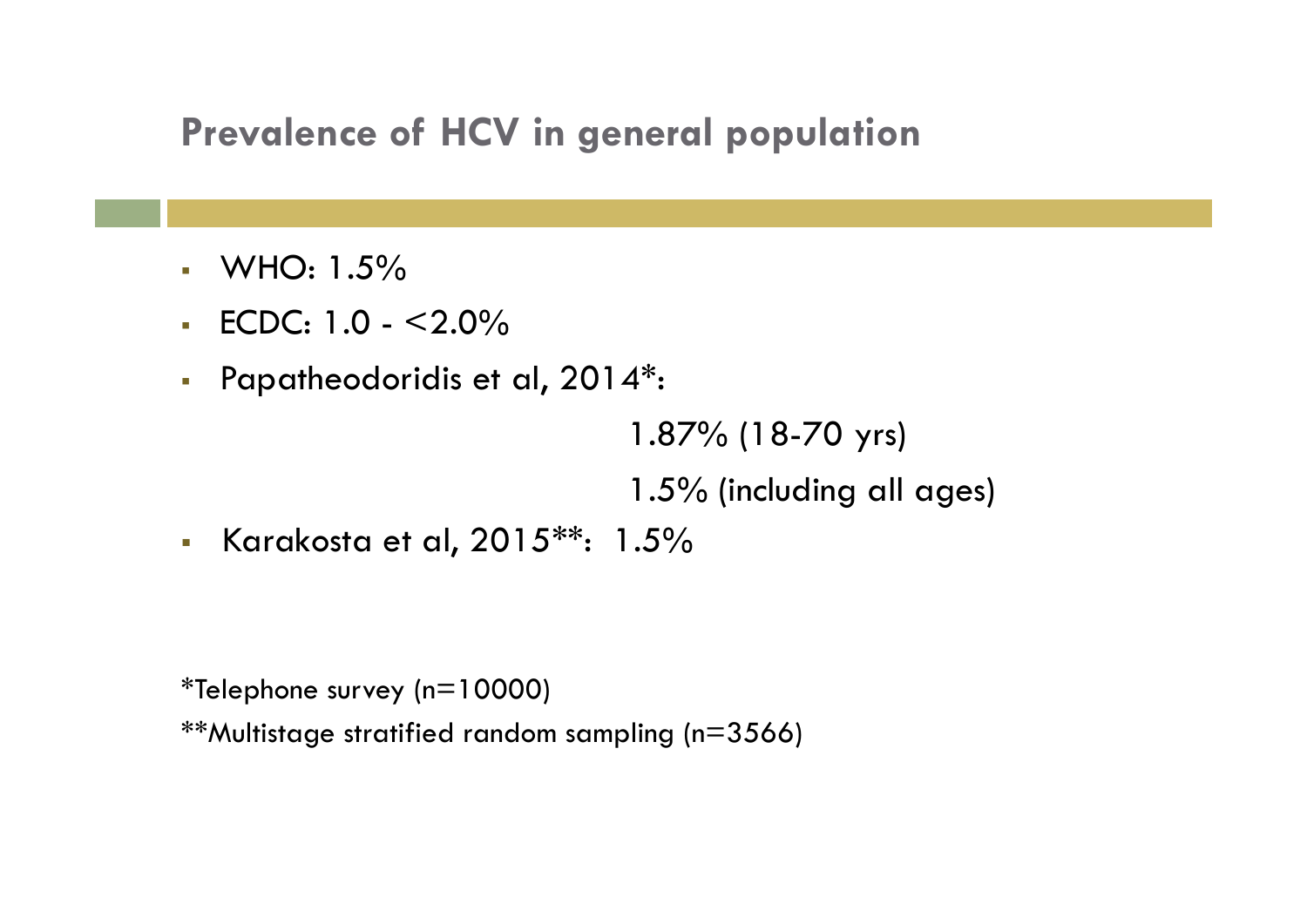## Prevalence of HCV in general population

- WHO: 1.5%
- ECDC: 1.0 - <2.0%
- Papatheodoridis et al, 2014*:

  1.87% (18-70 yrs)

  1.5% (including all ages)
- Karakosta et al, 2015**: 1.5%

*Telephone survey (n=10000)

**Multistage stratified random sampling (n=3566)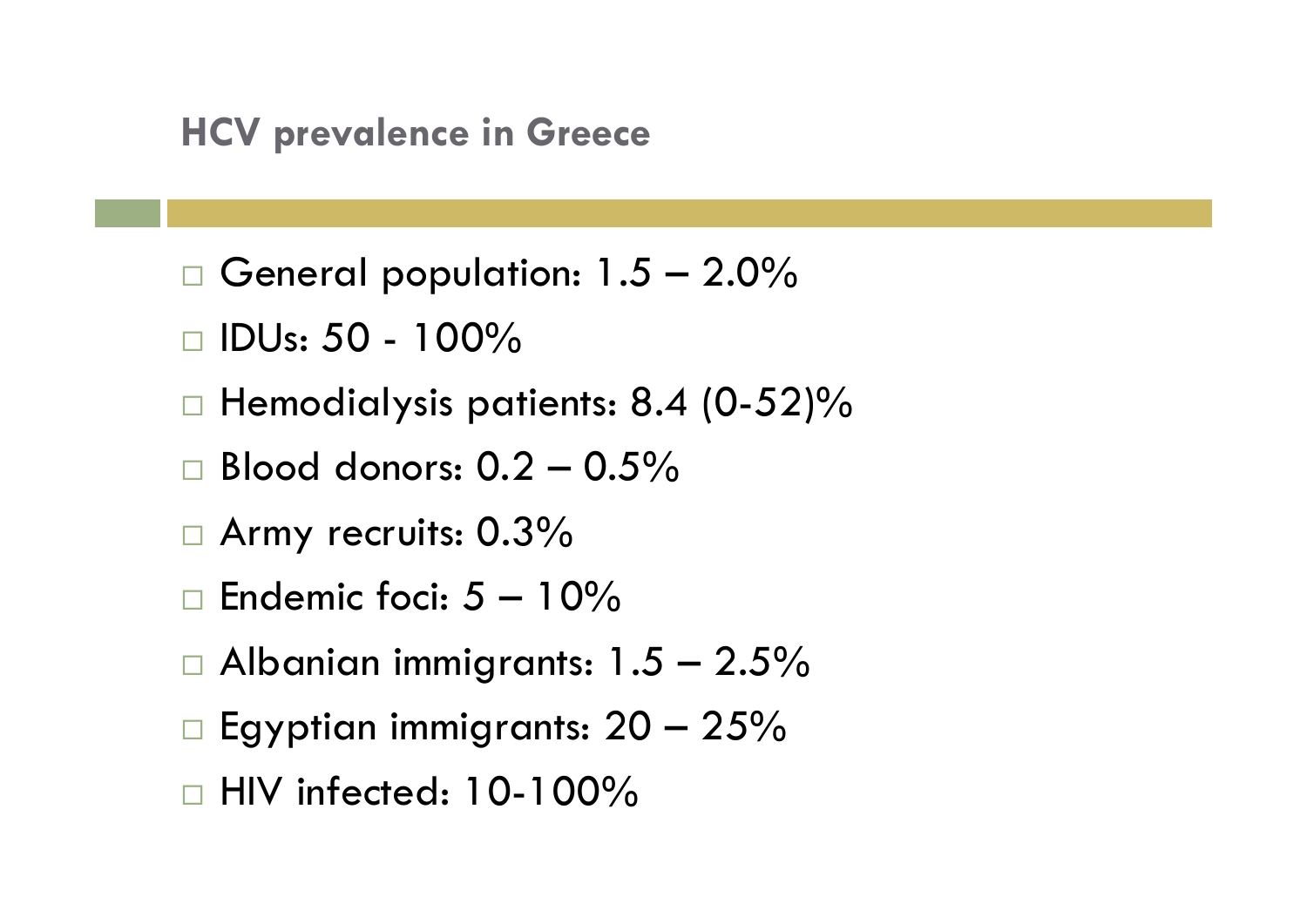## HCV prevalence in Greece

- General population: 1.5 – 2.0%
- IDUs: 50 - 100%
- Hemodialysis patients: 8.4 (0-52)%
- Blood donors: 0.2 – 0.5%
- Army recruits: 0.3%
- Endemic foci: 5 – 10%
- Albanian immigrants: 1.5 – 2.5%
- Egyptian immigrants: 20 – 25%
- HIV infected: 10-100%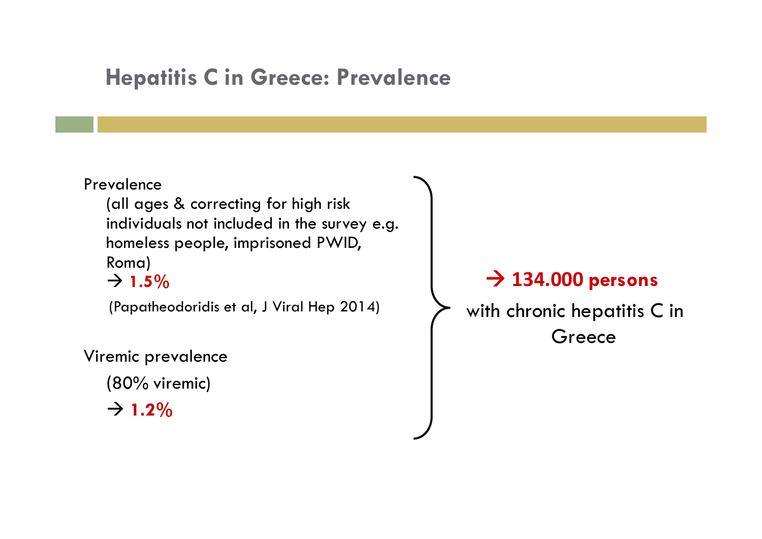# Hepatitis C in Greece: Prevalence

Prevalence

(all ages & correcting for high risk individuals not included in the survey e.g. homeless people, imprisoned PWID, Roma)

→ **1.5%**

(Papatheodoridis et al, J Viral Hep 2014)

Viremic prevalence

(80% viremic)

→ **1.2%**

→ **134.000 persons** with chronic hepatitis C in Greece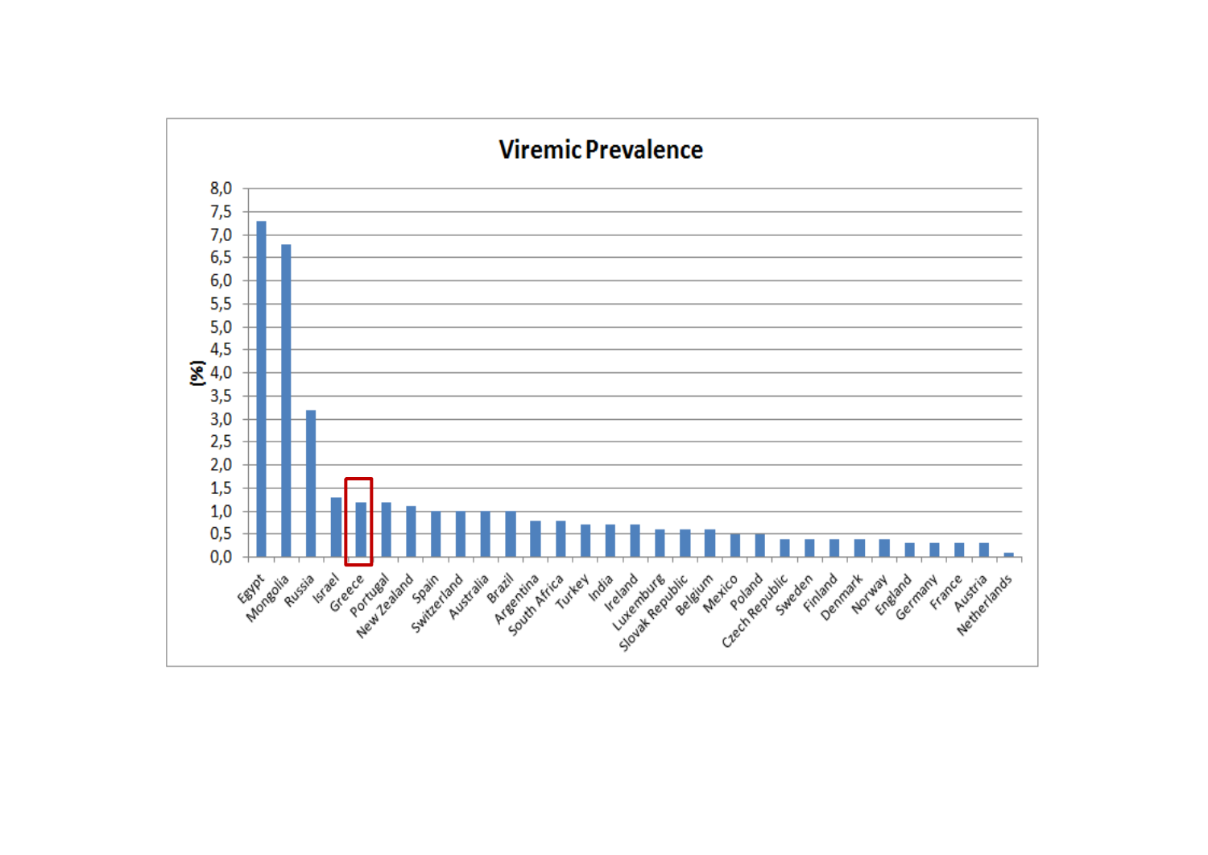**Viremic Prevalence**

(%)

8,0
7,5
7,0
6,5
6,0
5,5
5,0
4,5
4,0
3,5
3,0
2,5
2,0
1,5
1,0
0,5
0,0

Egypt, Mongolia, Russia, Israel, Greece, Portugal, New Zealand, Spain, Switzerland, Australia, Brazil, Argentina, South Africa, Turkey, India, Ireland, Luxemburg, Slovak Republic, Belgium, Mexico, Poland, Czech Republic, Sweden, Finland, Denmark, Norway, England, Germany, France, Austria, Netherlands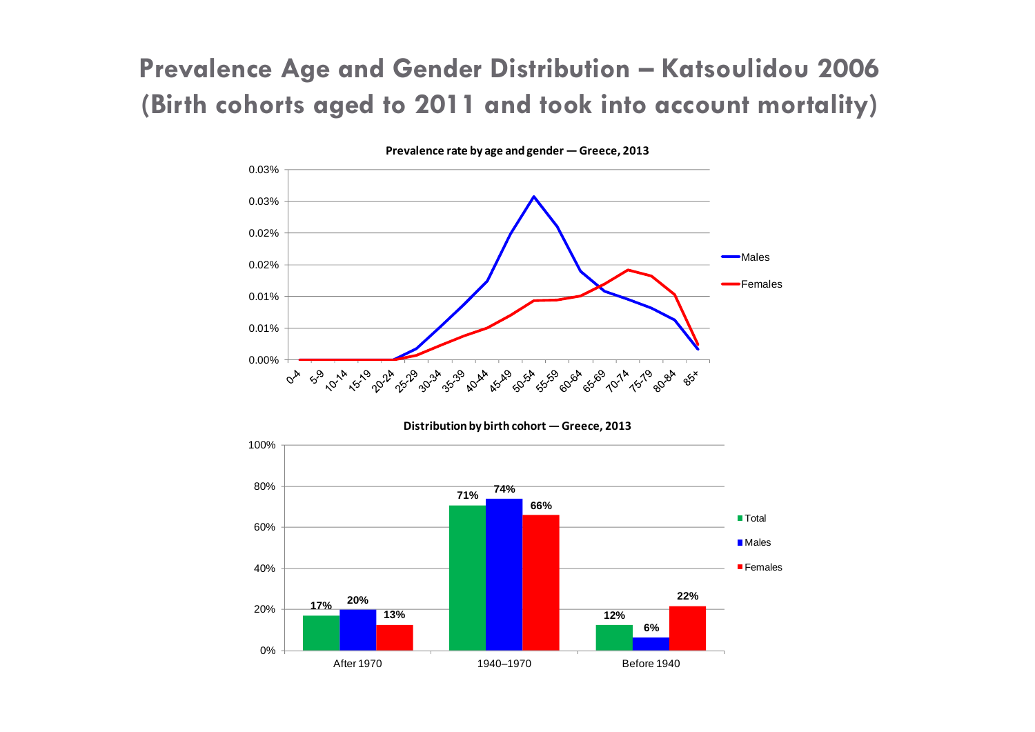# Prevalence Age and Gender Distribution – Katsoulidou 2006 (Birth cohorts aged to 2011 and took into account mortality)

**Prevalence rate by age and gender — Greece, 2013**

**Distribution by birth cohort — Greece, 2013**

| | Total | Males | Females |
|---|---|---|---|
| After 1970 | 17% | 20% | 13% |
| 1940–1970 | 71% | 74% | 66% |
| Before 1940 | 12% | 6% | 22% |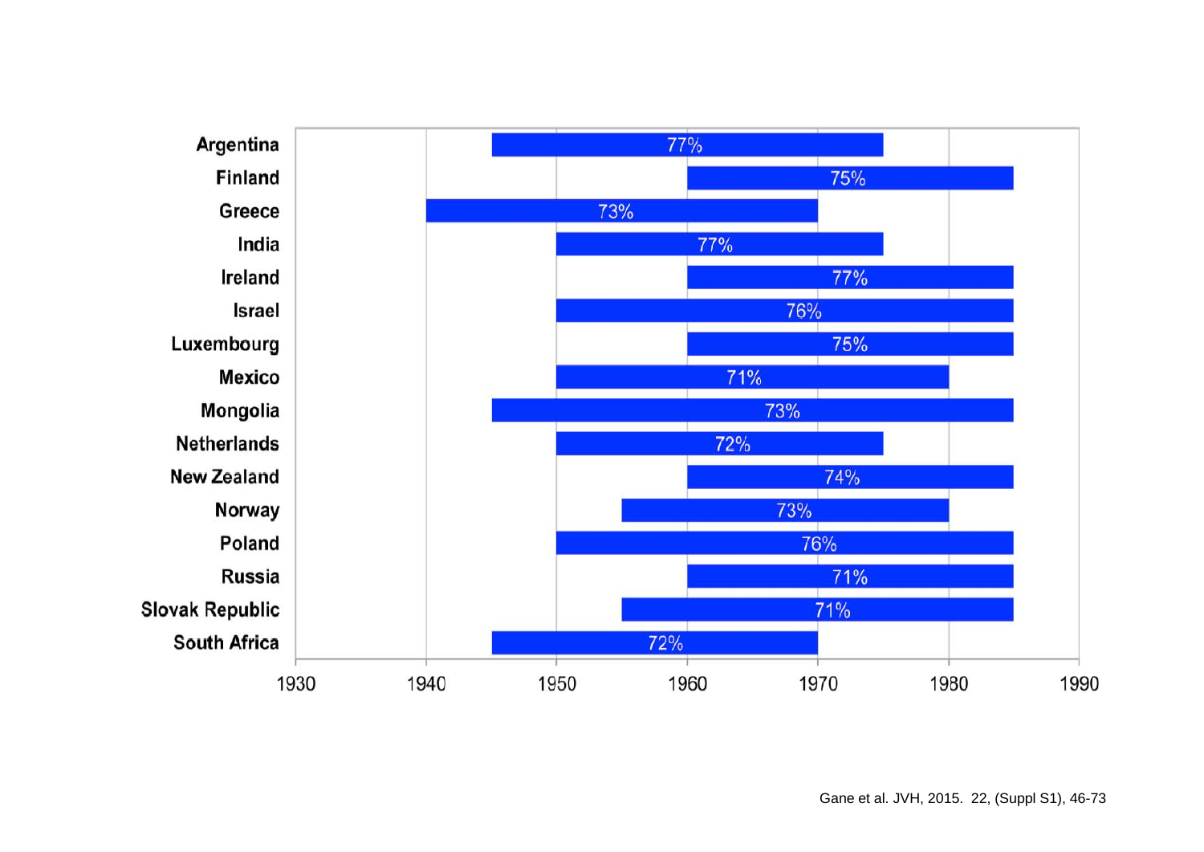| Country | Start | End | Percentage |
|---|---|---|---|
| Argentina | 1945 | 1975 | 77% |
| Finland | 1960 | 1985 | 75% |
| Greece | 1940 | 1970 | 73% |
| India | 1950 | 1975 | 77% |
| Ireland | 1960 | 1985 | 77% |
| Israel | 1950 | 1985 | 76% |
| Luxembourg | 1960 | 1985 | 75% |
| Mexico | 1950 | 1980 | 71% |
| Mongolia | 1945 | 1985 | 73% |
| Netherlands | 1950 | 1975 | 72% |
| New Zealand | 1960 | 1985 | 74% |
| Norway | 1955 | 1980 | 73% |
| Poland | 1950 | 1985 | 76% |
| Russia | 1960 | 1985 | 71% |
| Slovak Republic | 1955 | 1985 | 71% |
| South Africa | 1945 | 1970 | 72% |

Gane et al. JVH, 2015. 22, (Suppl S1), 46-73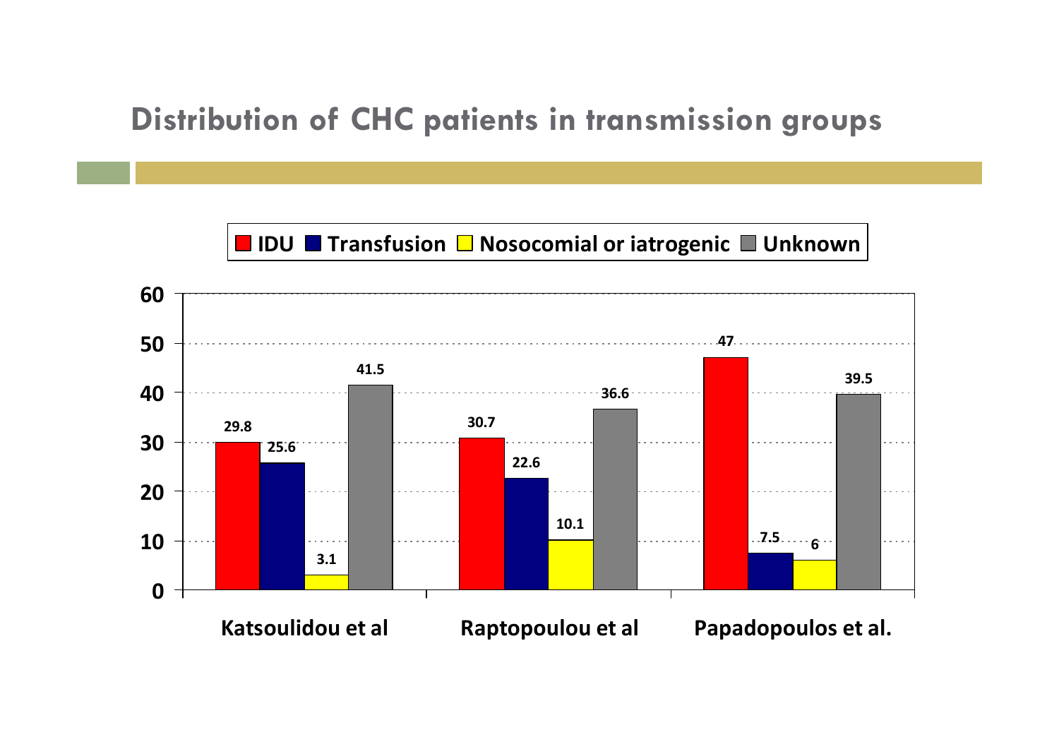# Distribution of CHC patients in transmission groups

| | IDU | Transfusion | Nosocomial or iatrogenic | Unknown |
|---|---|---|---|---|
| Katsoulidou et al | 29.8 | 25.6 | 3.1 | 41.5 |
| Raptopoulou et al | 30.7 | 22.6 | 10.1 | 36.6 |
| Papadopoulos et al. | 47 | 7.5 | 6 | 39.5 |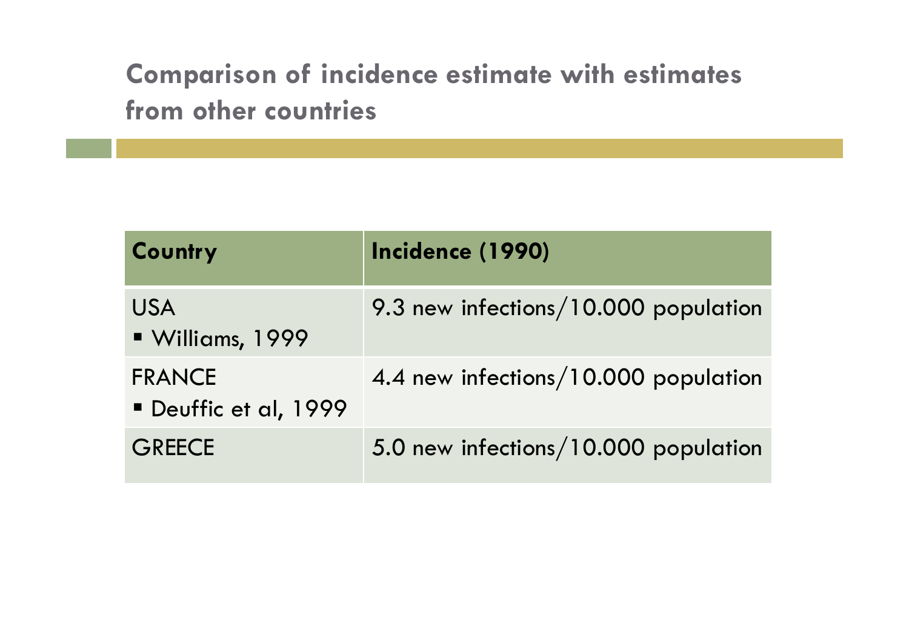## Comparison of incidence estimate with estimates from other countries

| Country | Incidence (1990) |
|---|---|
| USA<br>▪ Williams, 1999 | 9.3 new infections/10.000 population |
| FRANCE<br>▪ Deuffic et al, 1999 | 4.4 new infections/10.000 population |
| GREECE | 5.0 new infections/10.000 population |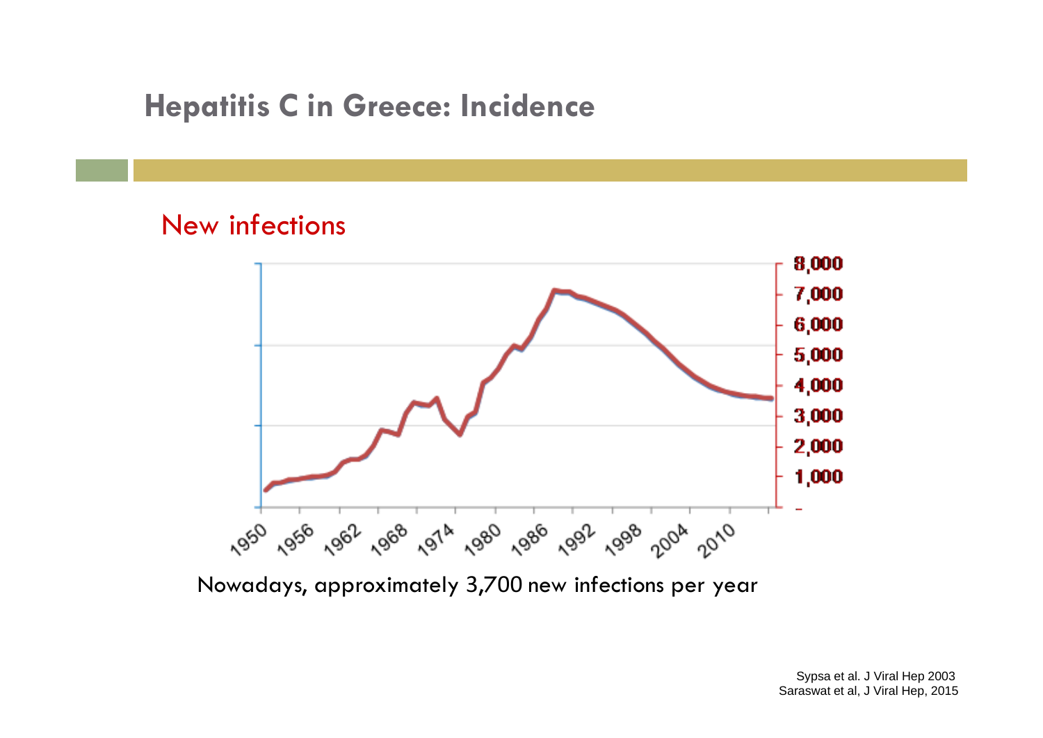## Hepatitis C in Greece: Incidence

New infections

Nowadays, approximately 3,700 new infections per year

Sypsa et al. J Viral Hep 2003
Saraswat et al, J Viral Hep, 2015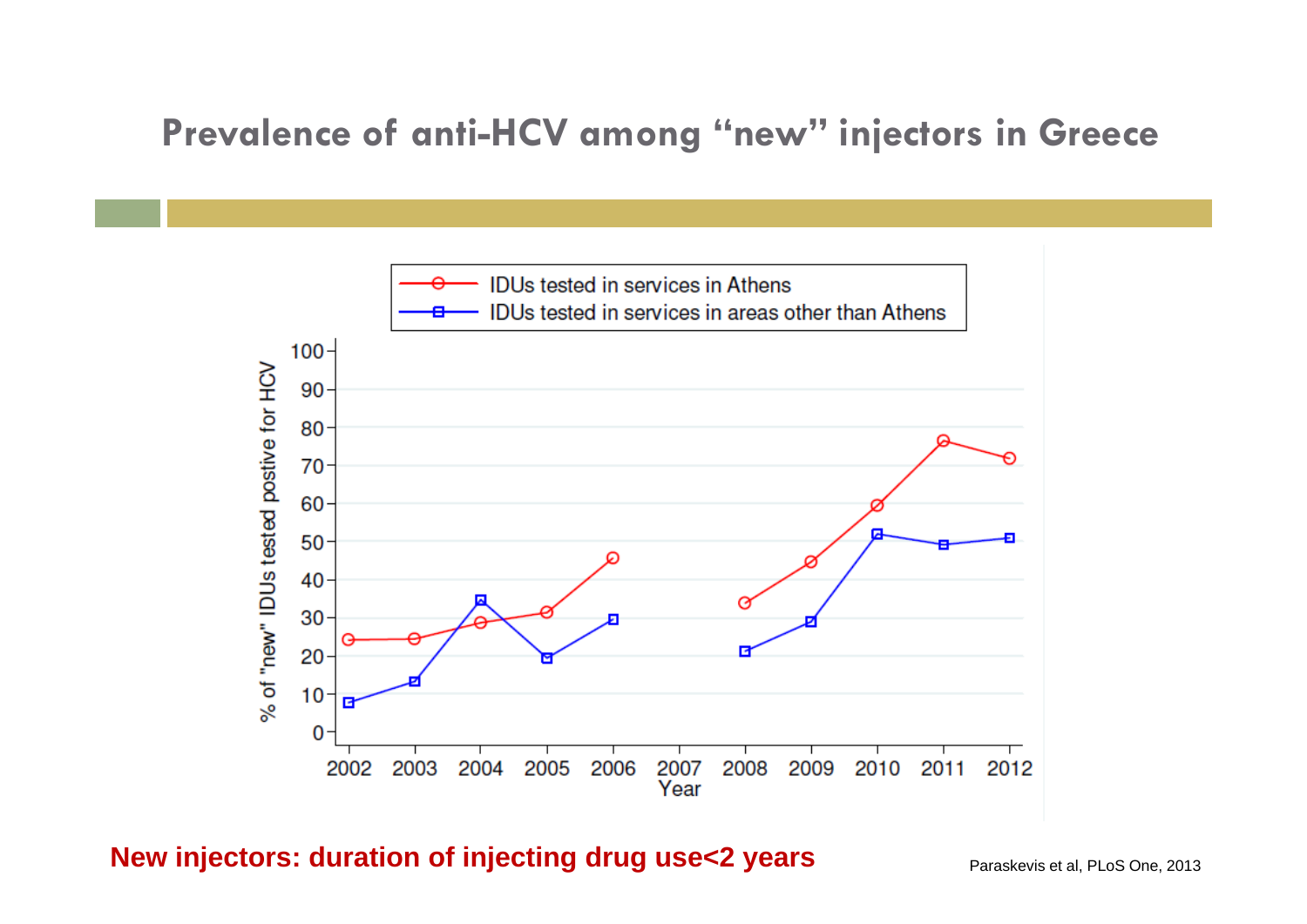# Prevalence of anti-HCV among "new" injectors in Greece

IDUs tested in services in Athens
IDUs tested in services in areas other than Athens

% of "new" IDUs tested postive for HCV

Year

**New injectors: duration of injecting drug use<2 years**

Paraskevis et al, PLoS One, 2013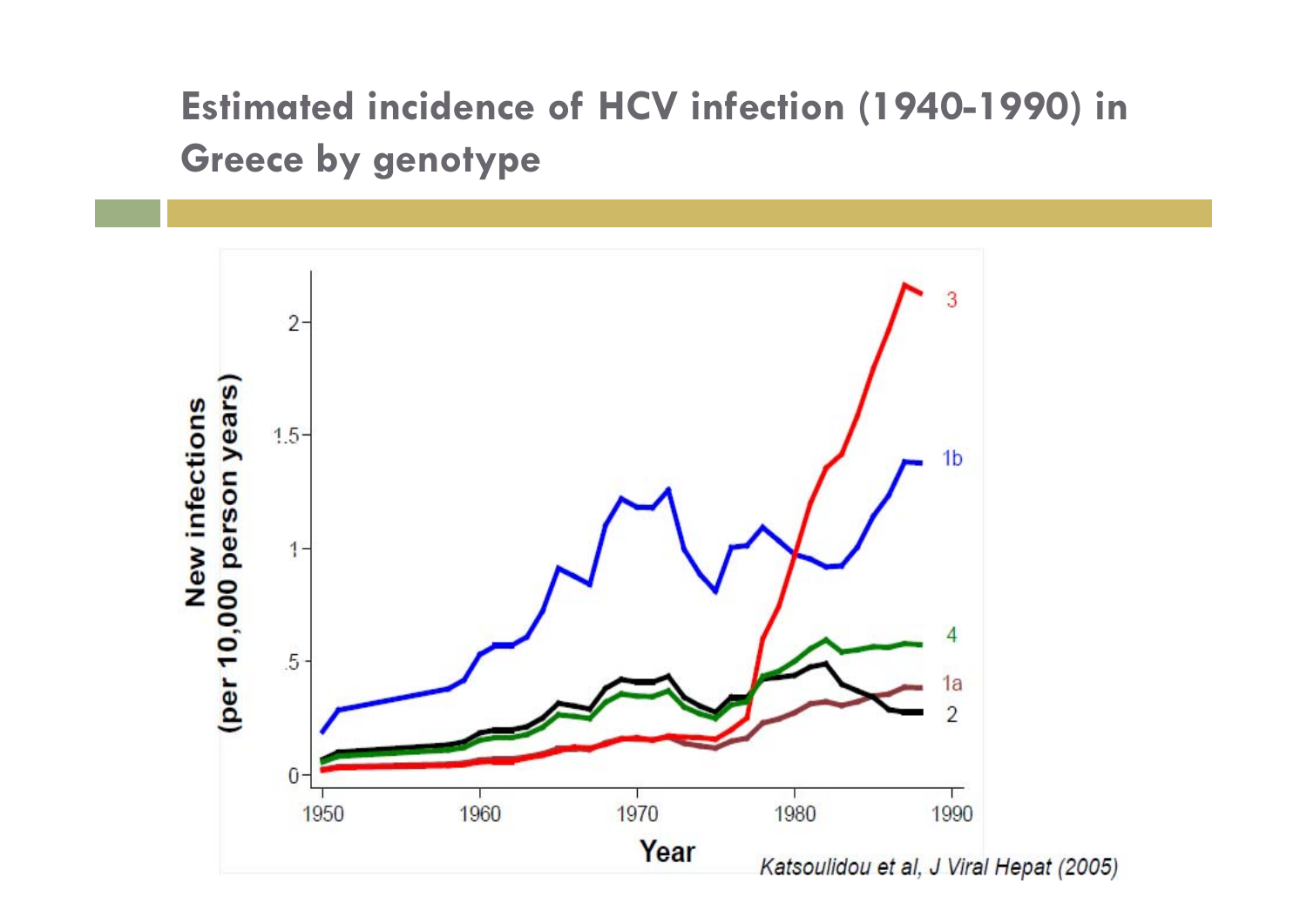## Estimated incidence of HCV infection (1940-1990) in Greece by genotype

Katsoulidou et al, J Viral Hepat (2005)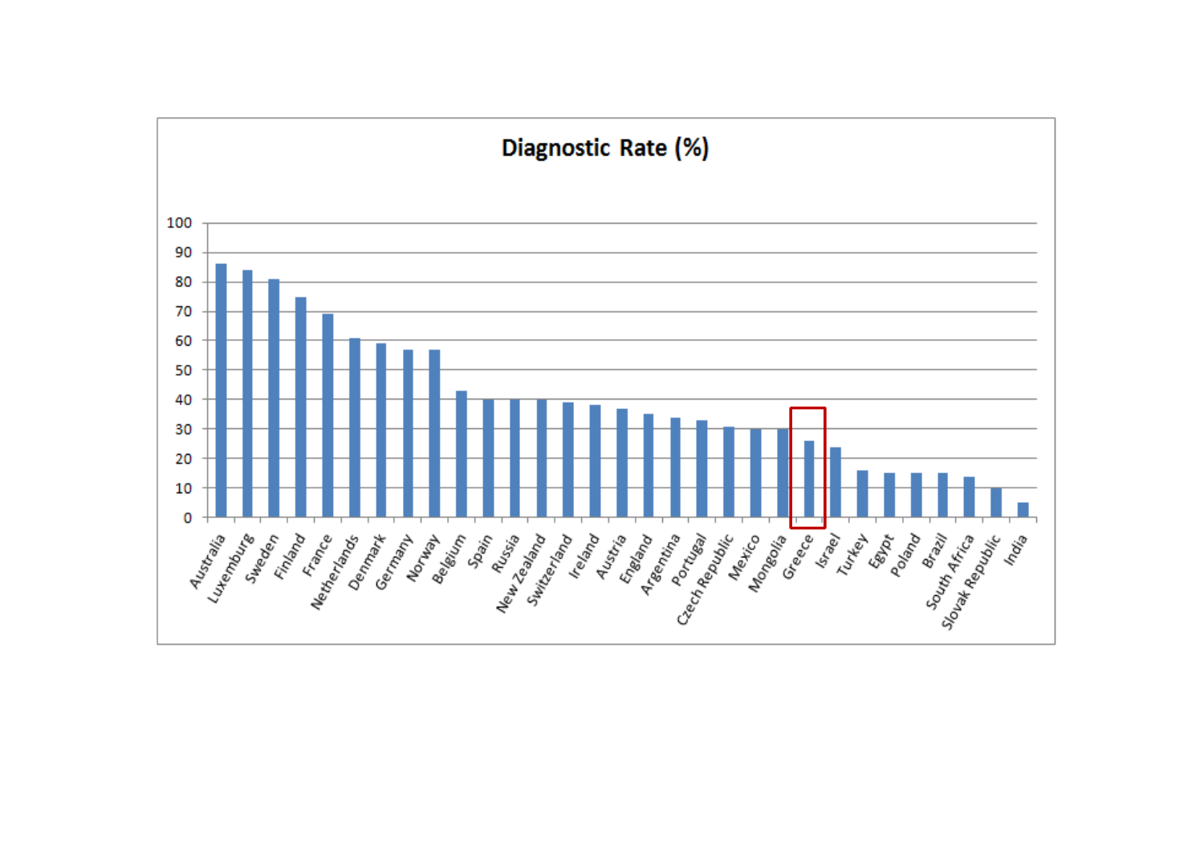**Diagnostic Rate (%)**

| Country | Diagnostic Rate (%) (approx., read from chart) |
| --- | --- |
| Australia | 86 |
| Luxemburg | 84 |
| Sweden | 81 |
| Finland | 75 |
| France | 69 |
| Netherlands | 61 |
| Denmark | 59 |
| Germany | 57 |
| Norway | 57 |
| Belgium | 43 |
| Spain | 40 |
| Russia | 40 |
| New Zealand | 40 |
| Switzerland | 39 |
| Ireland | 38 |
| Austria | 37 |
| England | 35 |
| Argentina | 34 |
| Portugal | 33 |
| Czech Republic | 31 |
| Mexico | 30 |
| Mongolia | 30 |
| Greece | 26 |
| Israel | 24 |
| Turkey | 16 |
| Egypt | 15 |
| Poland | 15 |
| Brazil | 15 |
| South Africa | 14 |
| Slovak Republic | 10 |
| India | 5 |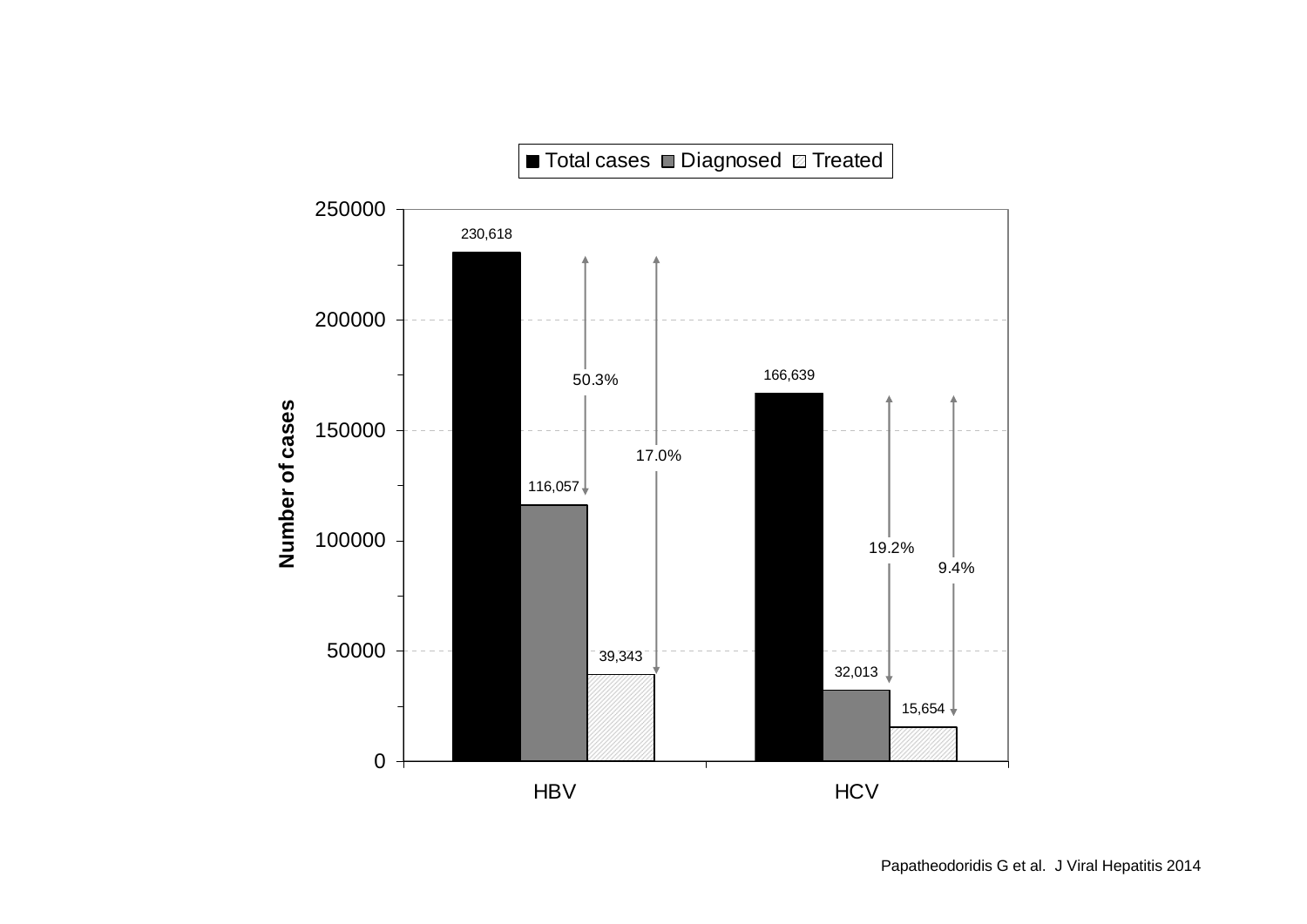Total cases | Diagnosed | Treated

| | Total cases | Diagnosed | Treated |
|---|---|---|---|
| HBV | 230,618 | 116,057 (50.3%) | 39,343 (17.0%) |
| HCV | 166,639 | 32,013 (19.2%) | 15,654 (9.4%) |

Number of cases

Papatheodoridis G et al. J Viral Hepatitis 2014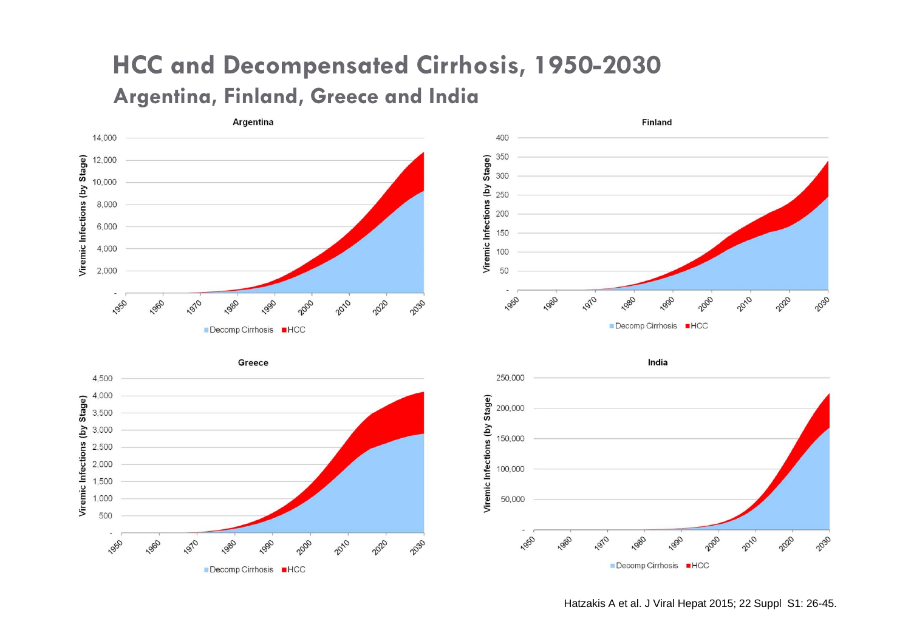# HCC and Decompensated Cirrhosis, 1950-2030

## Argentina, Finland, Greece and India

**Argentina**

Viremic Infections (by Stage): -, 2,000, 4,000, 6,000, 8,000, 10,000, 12,000, 14,000

1950, 1960, 1970, 1980, 1990, 2000, 2010, 2020, 2030

Decomp Cirrhosis, HCC

**Finland**

Viremic Infections (by Stage): -, 50, 100, 150, 200, 250, 300, 350, 400

1950, 1960, 1970, 1980, 1990, 2000, 2010, 2020, 2030

Decomp Cirrhosis, HCC

**Greece**

Viremic Infections (by Stage): -, 500, 1,000, 1,500, 2,000, 2,500, 3,000, 3,500, 4,000, 4,500

1950, 1960, 1970, 1980, 1990, 2000, 2010, 2020, 2030

Decomp Cirrhosis, HCC

**India**

Viremic Infections (by Stage): -, 50,000, 100,000, 150,000, 200,000, 250,000

1950, 1960, 1970, 1980, 1990, 2000, 2010, 2020, 2030

Decomp Cirrhosis, HCC

Hatzakis A et al. J Viral Hepat 2015; 22 Suppl S1: 26-45.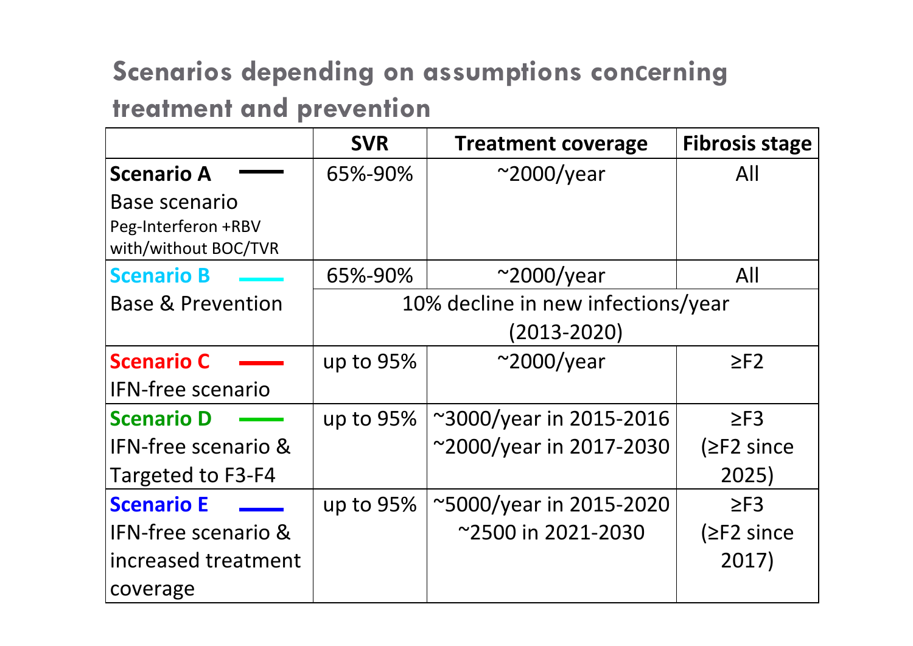## Scenarios depending on assumptions concerning treatment and prevention

| | SVR | Treatment coverage | Fibrosis stage |
|---|---|---|---|
| **Scenario A** <br> Base scenario <br> Peg-Interferon +RBV with/without BOC/TVR | 65%-90% | ~2000/year | All |
| **Scenario B** <br> Base & Prevention | 65%-90% | ~2000/year | All |
| | 10% decline in new infections/year (2013-2020) | | |
| **Scenario C** <br> IFN-free scenario | up to 95% | ~2000/year | ≥F2 |
| **Scenario D** <br> IFN-free scenario & Targeted to F3-F4 | up to 95% | ~3000/year in 2015-2016 <br> ~2000/year in 2017-2030 | ≥F3 (≥F2 since 2025) |
| **Scenario E** <br> IFN-free scenario & increased treatment coverage | up to 95% | ~5000/year in 2015-2020 <br> ~2500 in 2021-2030 | ≥F3 (≥F2 since 2017) |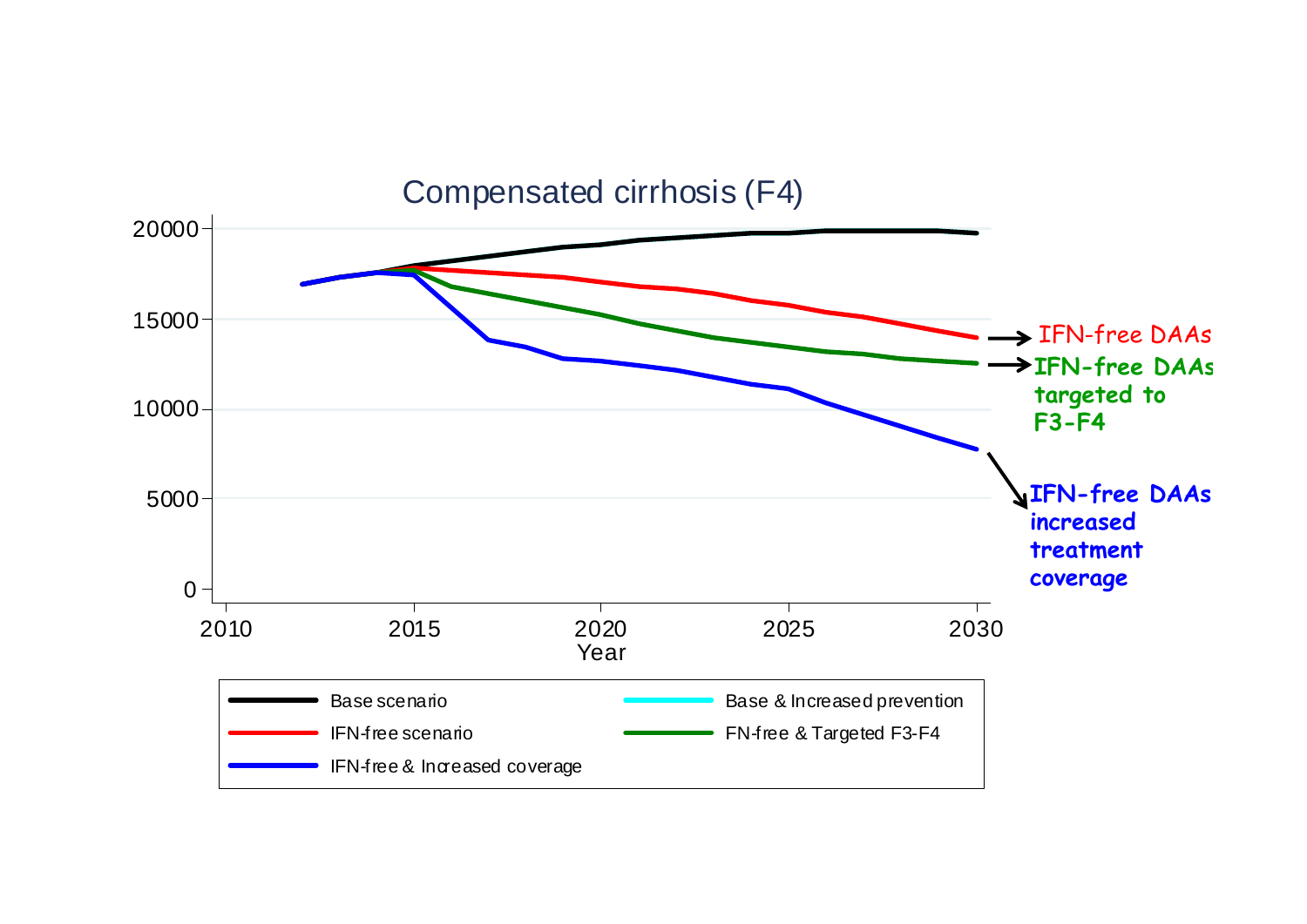Compensated cirrhosis (F4)

IFN-free DAAs

IFN-free DAAs targeted to F3-F4

IFN-free DAAs increased treatment coverage

| | |
|---|---|
| Base scenario | Base & Increased prevention |
| IFN-free scenario | FN-free & Targeted F3-F4 |
| IFN-free & Increased coverage | |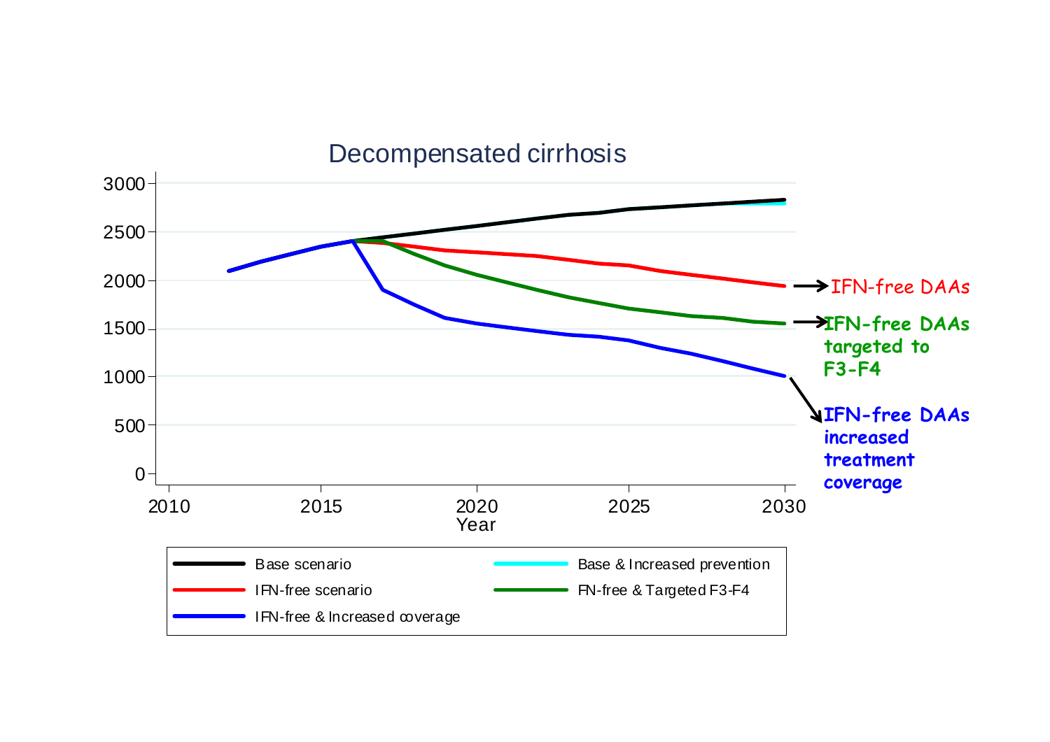# Decompensated cirrhosis

Year

- Base scenario
- Base & Increased prevention
- IFN-free scenario
- FN-free & Targeted F3-F4
- IFN-free & Increased coverage

→ IFN-free DAAs

→ IFN-free DAAs targeted to F3-F4

→ IFN-free DAAs increased treatment coverage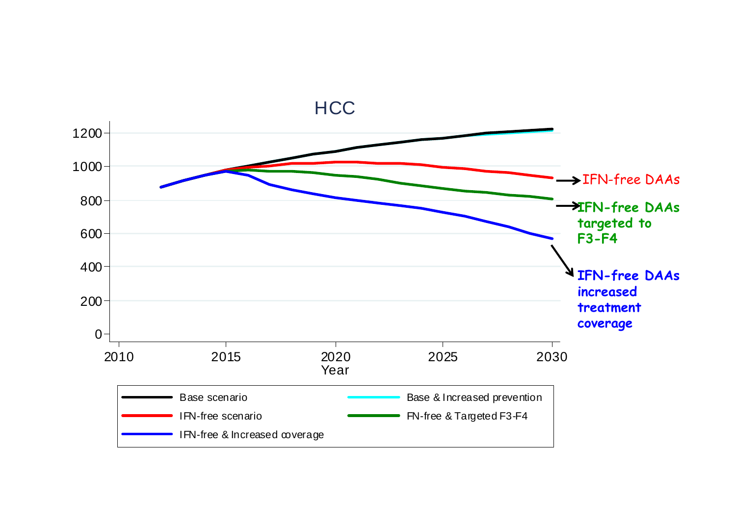# HCC

| Base scenario | Base & Increased prevention |
|---|---|
| IFN-free scenario | FN-free & Targeted F3-F4 |
| IFN-free & Increased coverage | |

→ IFN-free DAAs

→ IFN-free DAAs targeted to F3-F4

→ IFN-free DAAs increased treatment coverage

Year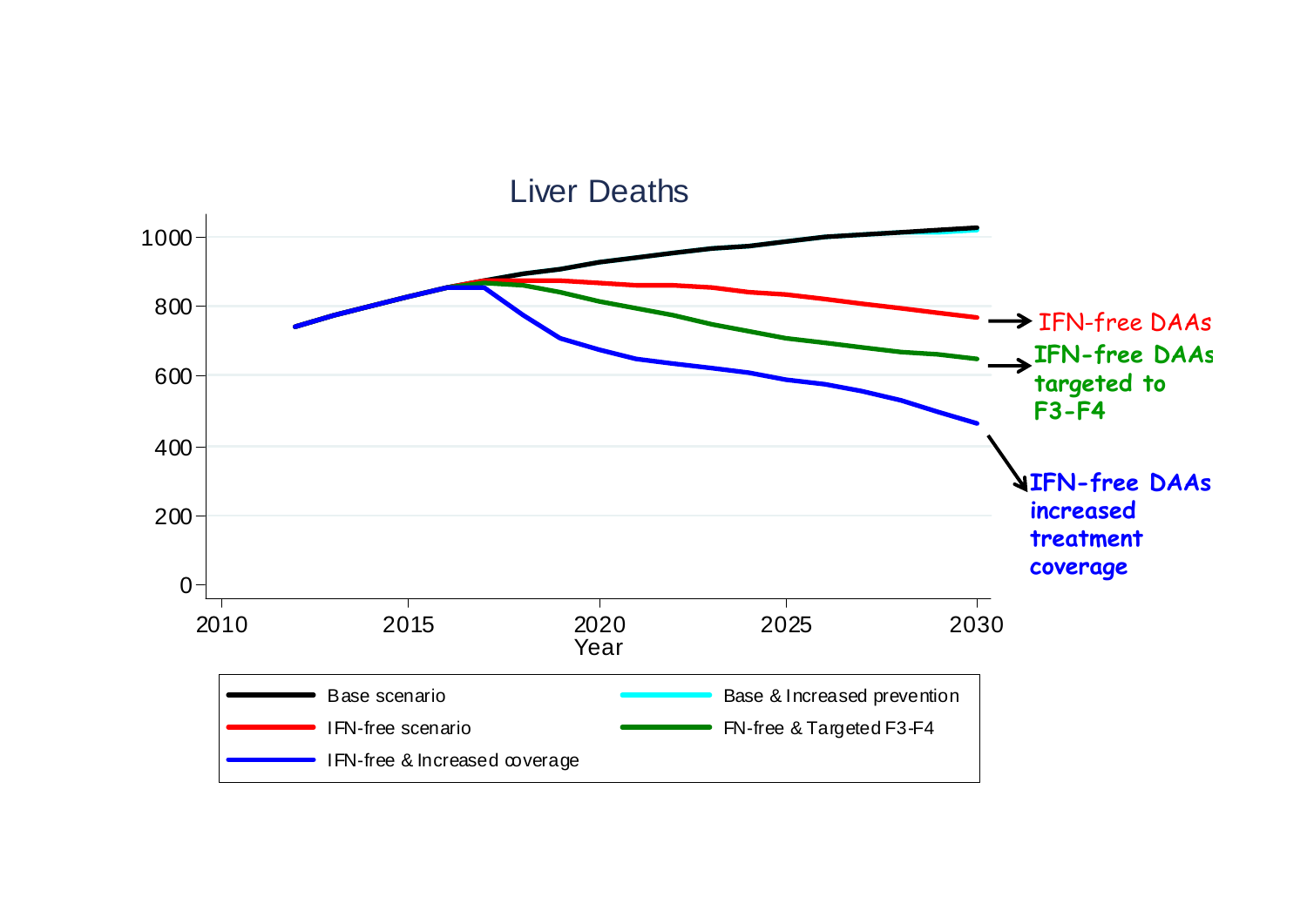## Liver Deaths

Base scenario

Base & Increased prevention

IFN-free scenario

FN-free & Targeted F3-F4

IFN-free & Increased coverage

→ IFN-free DAAs

→ IFN-free DAAs targeted to F3-F4

→ IFN-free DAAs increased treatment coverage

Year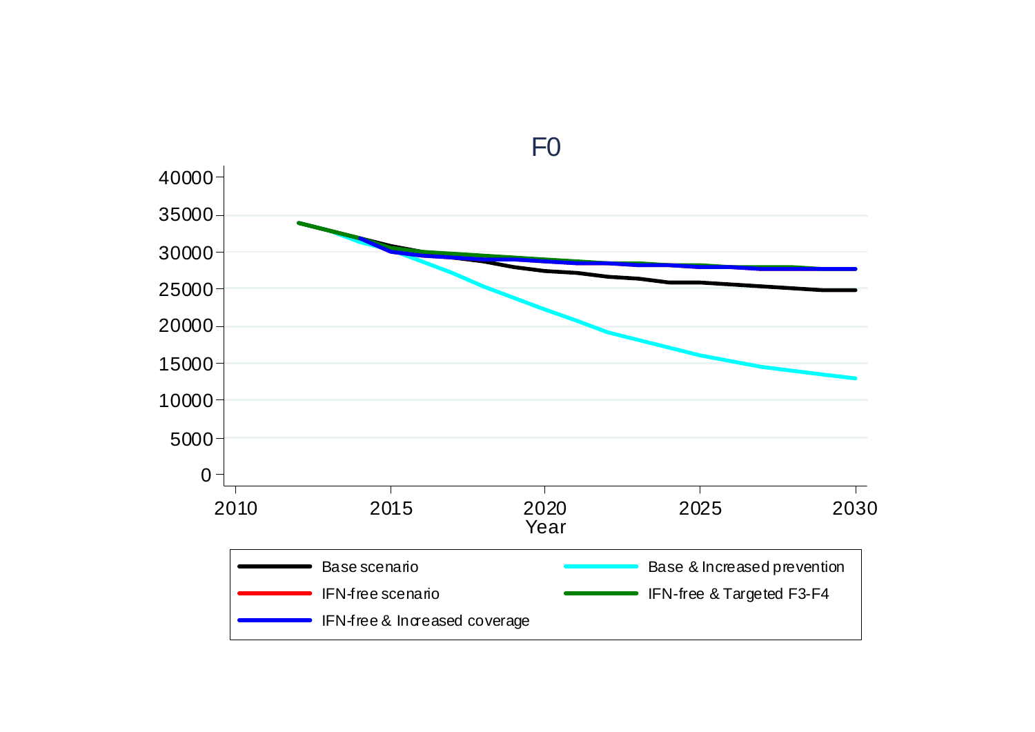F0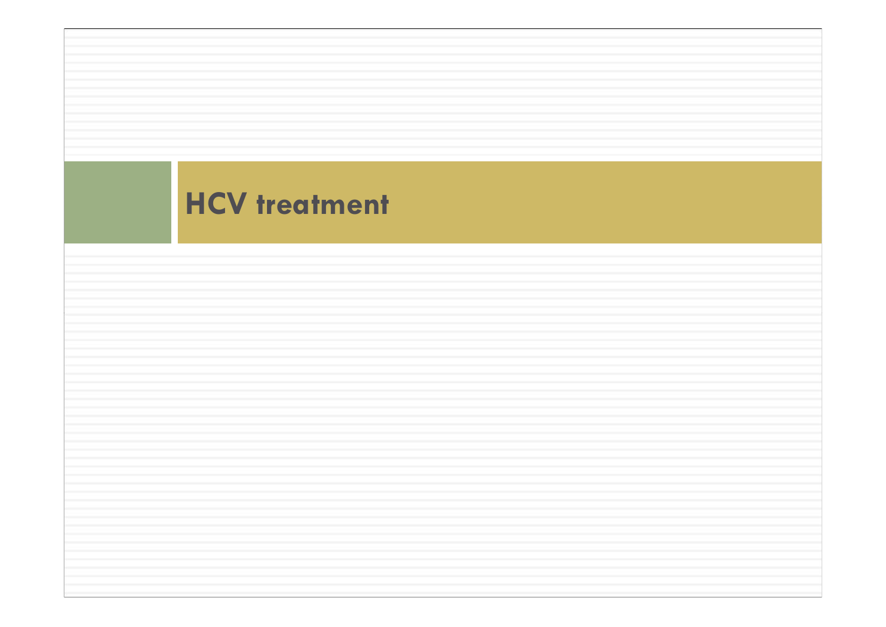# HCV treatment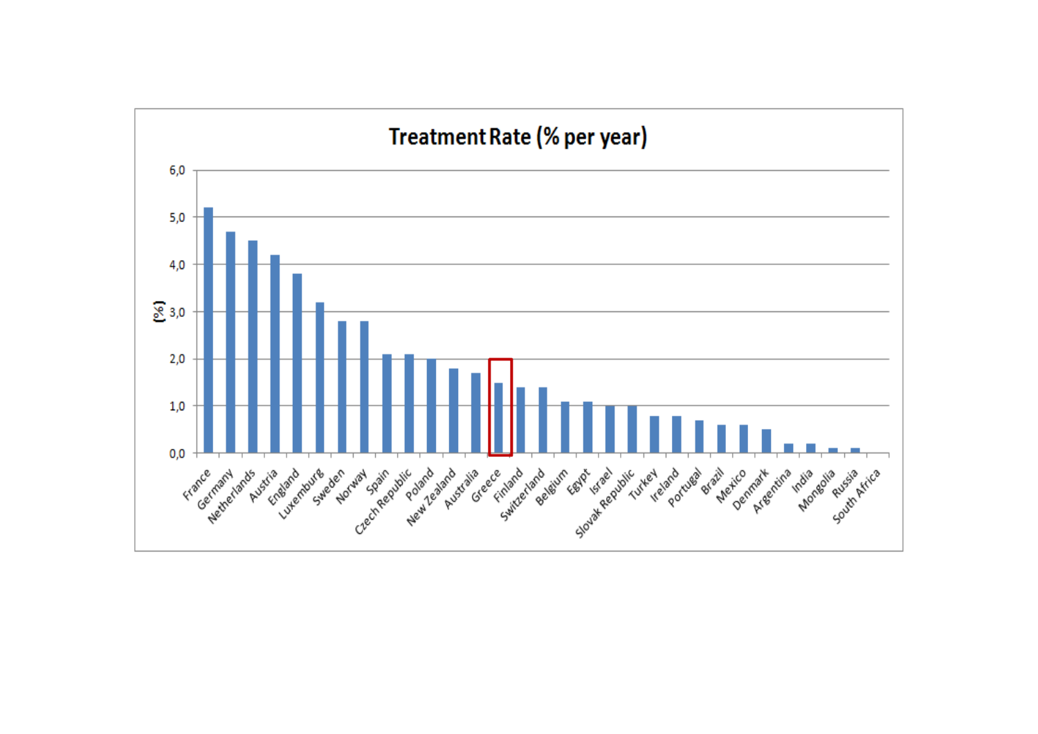# Treatment Rate (% per year)

| Country | Treatment Rate (%) |
|---|---|
| France | 5,2 |
| Germany | 4,7 |
| Netherlands | 4,5 |
| Austria | 4,2 |
| England | 3,8 |
| Luxemburg | 3,2 |
| Sweden | 2,8 |
| Norway | 2,8 |
| Spain | 2,1 |
| Czech Republic | 2,1 |
| Poland | 2,0 |
| New Zealand | 1,8 |
| Australia | 1,7 |
| Greece | 1,5 |
| Finland | 1,4 |
| Switzerland | 1,4 |
| Belgium | 1,1 |
| Egypt | 1,1 |
| Israel | 1,0 |
| Slovak Republic | 1,0 |
| Turkey | 0,8 |
| Ireland | 0,8 |
| Portugal | 0,7 |
| Brazil | 0,6 |
| Mexico | 0,6 |
| Denmark | 0,5 |
| Argentina | 0,2 |
| India | 0,2 |
| Mongolia | 0,1 |
| Russia | 0,1 |
| South Africa | 0,0 |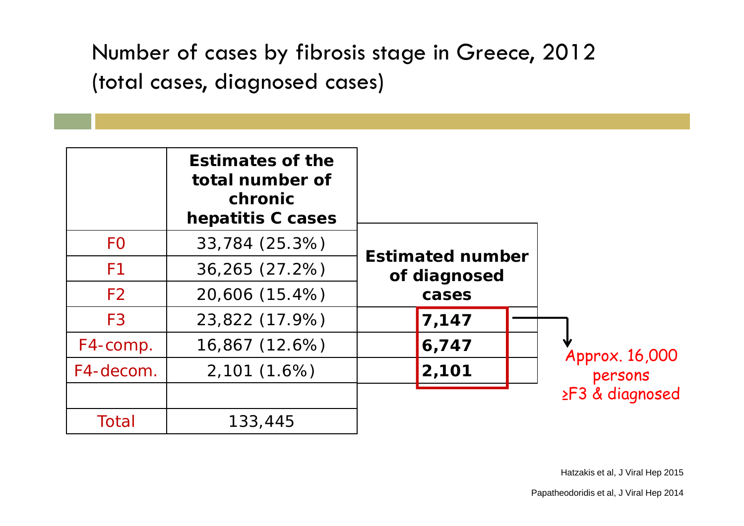# Number of cases by fibrosis stage in Greece, 2012 (total cases, diagnosed cases)

| | Estimates of the total number of chronic hepatitis C cases | Estimated number of diagnosed cases |
|---|---|---|
| F0 | 33,784 (25.3%) | |
| F1 | 36,265 (27.2%) | |
| F2 | 20,606 (15.4%) | |
| F3 | 23,822 (17.9%) | **7,147** |
| F4-comp. | 16,867 (12.6%) | **6,747** |
| F4-decom. | 2,101 (1.6%) | **2,101** |
| | | |
| Total | 133,445 | |

Approx. 16,000 persons ≥F3 & diagnosed

Hatzakis et al, J Viral Hep 2015

Papatheodoridis et al, J Viral Hep 2014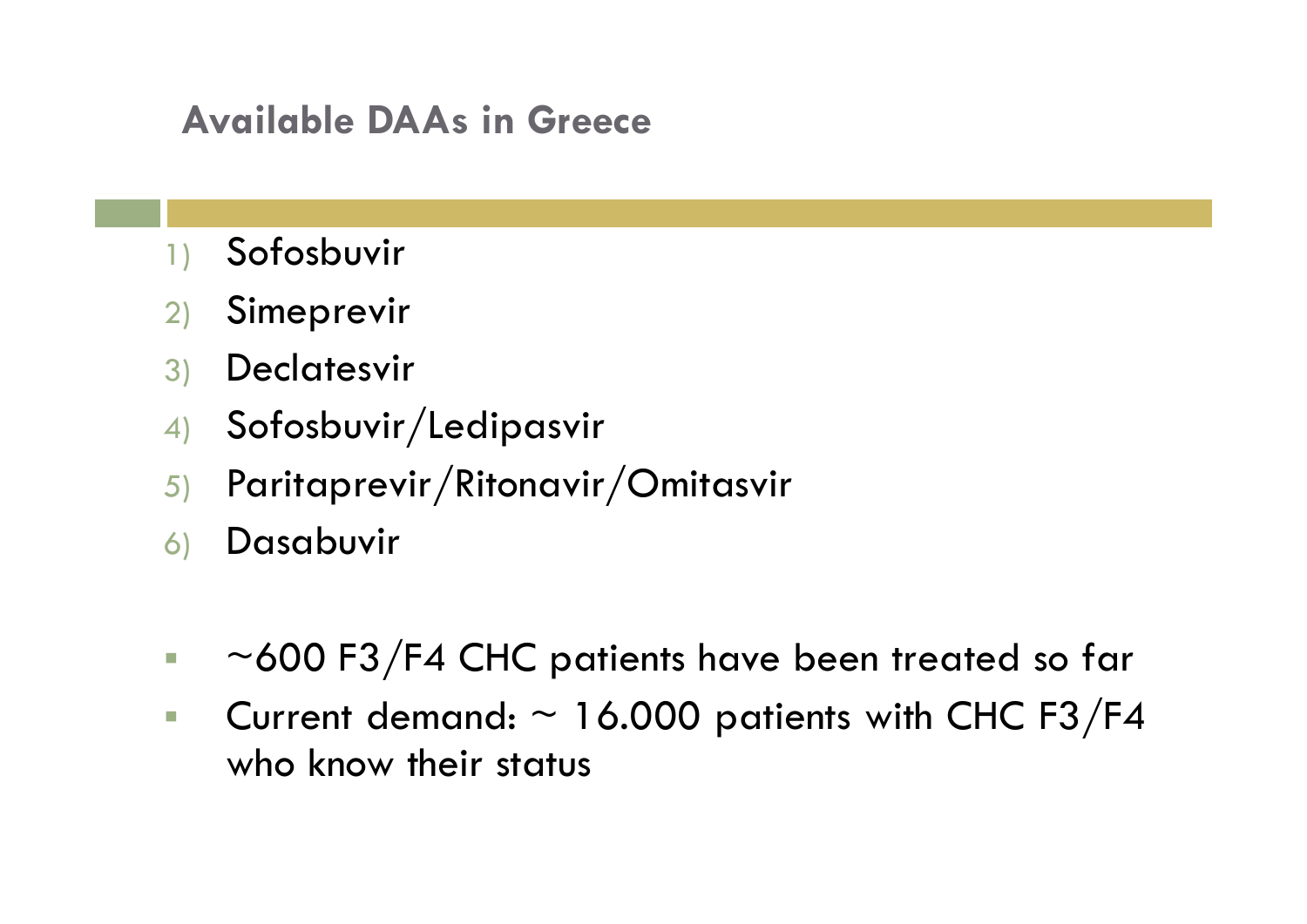## Available DAAs in Greece

1) Sofosbuvir
2) Simeprevir
3) Declatesvir
4) Sofosbuvir/Ledipasvir
5) Paritaprevir/Ritonavir/Omitasvir
6) Dasabuvir

- ~600 F3/F4 CHC patients have been treated so far
- Current demand: ~ 16.000 patients with CHC F3/F4 who know their status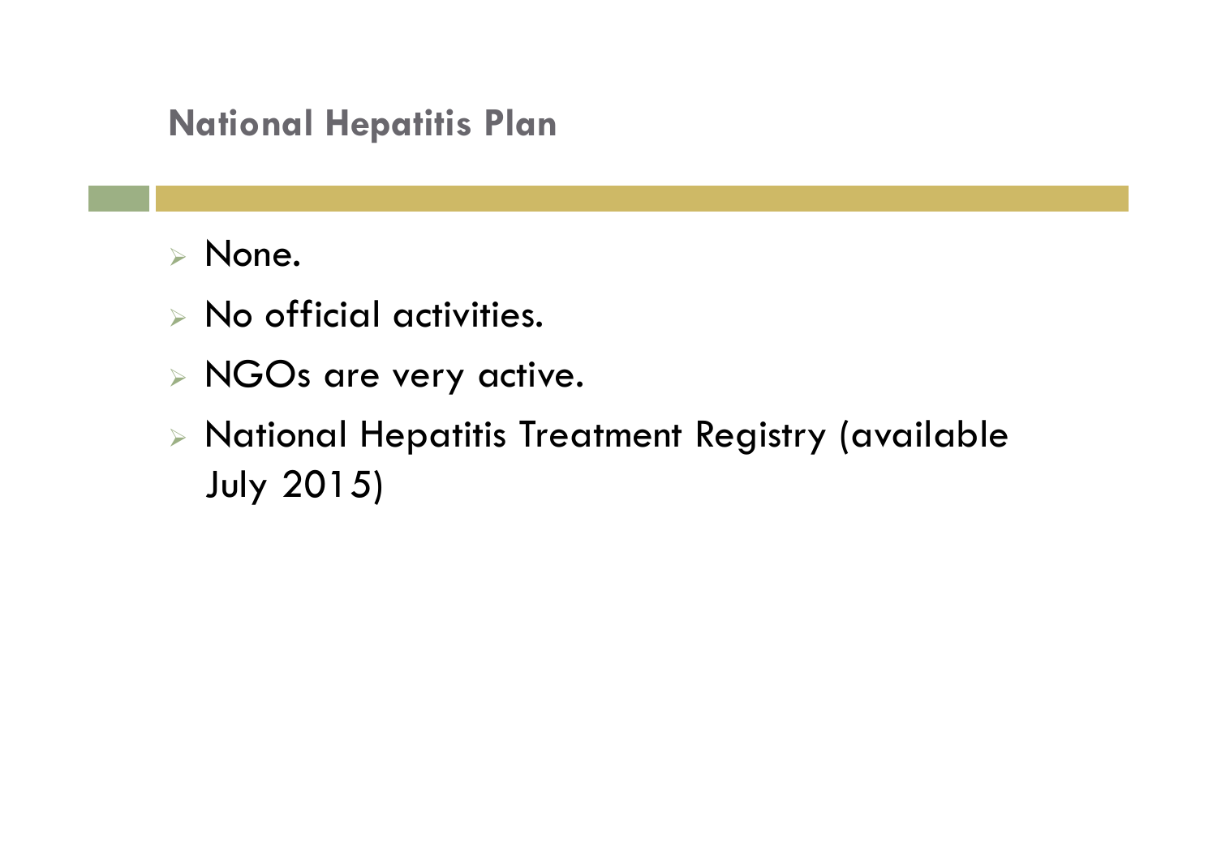## National Hepatitis Plan

- None.
- No official activities.
- NGOs are very active.
- National Hepatitis Treatment Registry (available July 2015)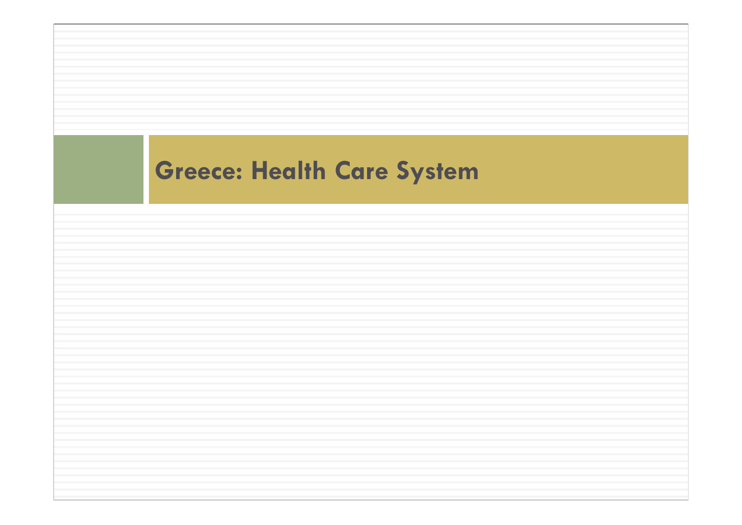# Greece: Health Care System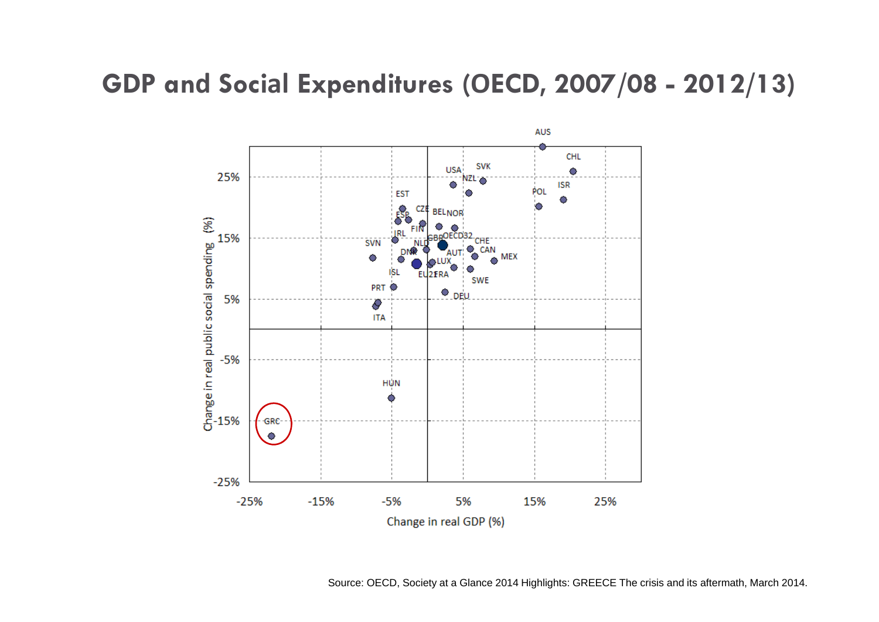# GDP and Social Expenditures (OECD, 2007/08 - 2012/13)

Source: OECD, Society at a Glance 2014 Highlights: GREECE The crisis and its aftermath, March 2014.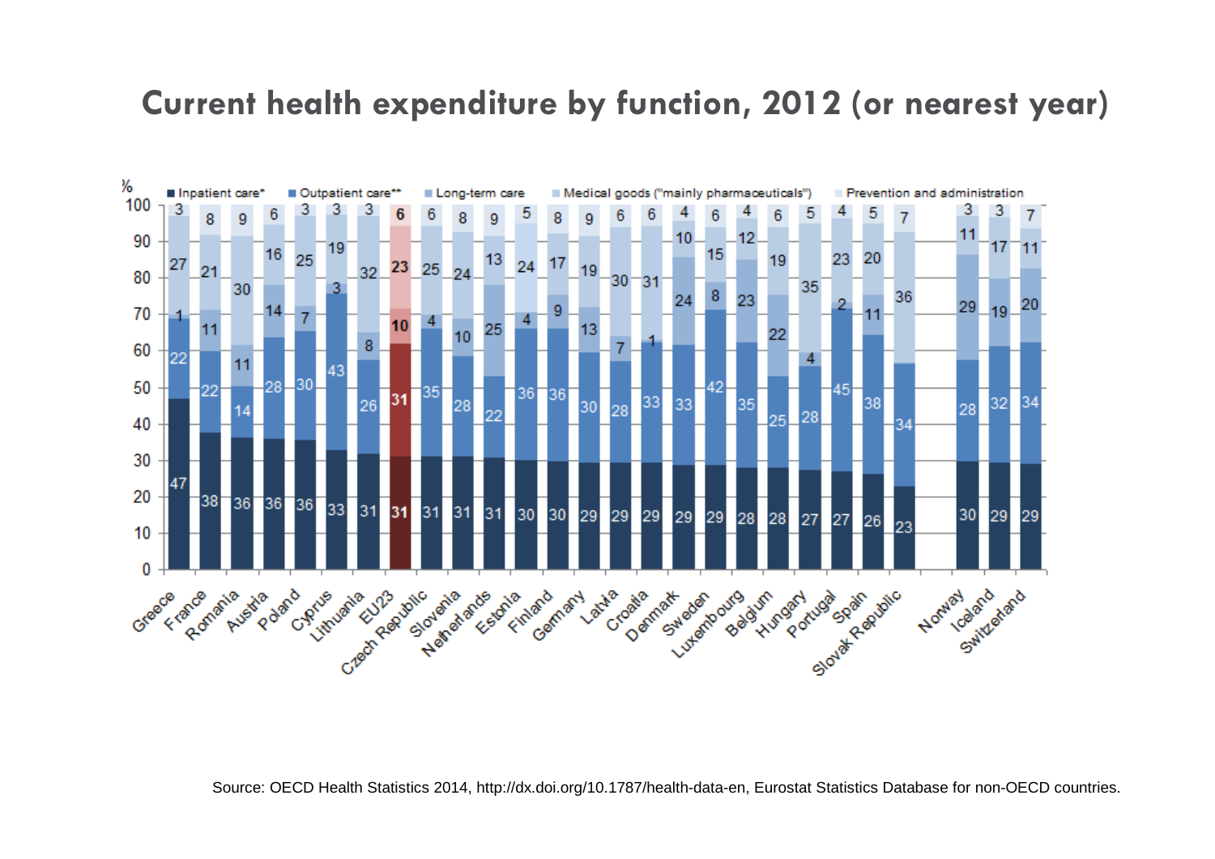# Current health expenditure by function, 2012 (or nearest year)

| Country | Inpatient care* (%) | Outpatient care** (%) | Long-term care (%) | Medical goods ("mainly pharmaceuticals") (%) | Prevention and administration (%) |
|---|---|---|---|---|---|
| Greece | 47 | 22 | 1 | 27 | 3 |
| France | 38 | 22 | 11 | 21 | 8 |
| Romania | 36 | 14 | 11 | 30 | 9 |
| Austria | 36 | 28 | 14 | 16 | 6 |
| Poland | 36 | 30 | 7 | 25 | 3 |
| Cyprus | 33 | 43 | 3 | 19 | 3 |
| Lithuania | 31 | 26 | 8 | 32 | 3 |
| EU23 | 31 | 31 | 10 | 23 | 6 |
| Czech Republic | 31 | 35 | 4 | 25 | 6 |
| Slovenia | 31 | 28 | 10 | 24 | 8 |
| Netherlands | 31 | 22 | 25 | 13 | 9 |
| Estonia | 30 | 36 | 4 | 24 | 5 |
| Finland | 30 | 36 | 9 | 17 | 8 |
| Germany | 29 | 30 | 13 | 19 | 9 |
| Latvia | 29 | 28 | 7 | 30 | 6 |
| Croatia | 29 | 33 | 1 | 31 | 6 |
| Denmark | 29 | 33 | 24 | 10 | 4 |
| Sweden | 29 | 42 | 8 | 15 | 6 |
| Luxembourg | 28 | 35 | 23 | 12 | 4 |
| Belgium | 28 | 25 | 22 | 19 | 6 |
| Hungary | 27 | 28 | 4 | 35 | 5 |
| Portugal | 27 | 45 | 2 | 23 | 4 |
| Spain | 26 | 38 | 11 | 20 | 5 |
| Slovak Republic | 23 | 34 | | 36 | 7 |
| Norway | 30 | 28 | 29 | 11 | 3 |
| Iceland | 29 | 32 | 19 | 17 | 3 |
| Switzerland | 29 | 34 | 20 | 11 | 7 |

Source: OECD Health Statistics 2014, http://dx.doi.org/10.1787/health-data-en, Eurostat Statistics Database for non-OECD countries.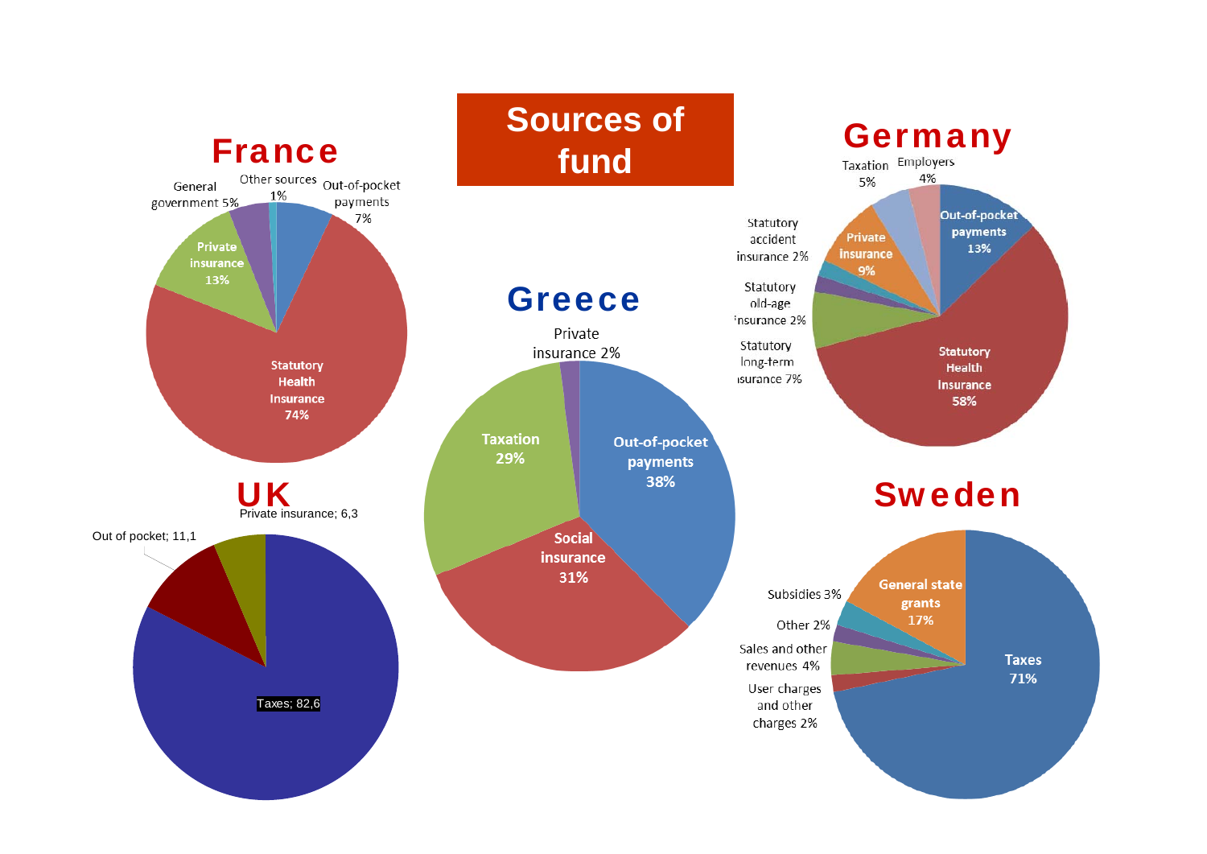# Sources of fund

## France

- Statutory Health Insurance 74%
- Private insurance 13%
- Out-of-pocket payments 7%
- General government 5%
- Other sources 1%

## Germany

- Statutory Health Insurance 58%
- Out-of-pocket payments 13%
- Private insurance 9%
- Statutory long-term insurance 7%
- Taxation 5%
- Employers 4%
- Statutory accident insurance 2%
- Statutory old-age insurance 2%

## Greece

- Out-of-pocket payments 38%
- Social insurance 31%
- Taxation 29%
- Private insurance 2%

## UK

- Taxes; 82,6
- Out of pocket; 11,1
- Private insurance; 6,3

## Sweden

- Taxes 71%
- General state grants 17%
- Sales and other revenues 4%
- Subsidies 3%
- Other 2%
- User charges and other charges 2%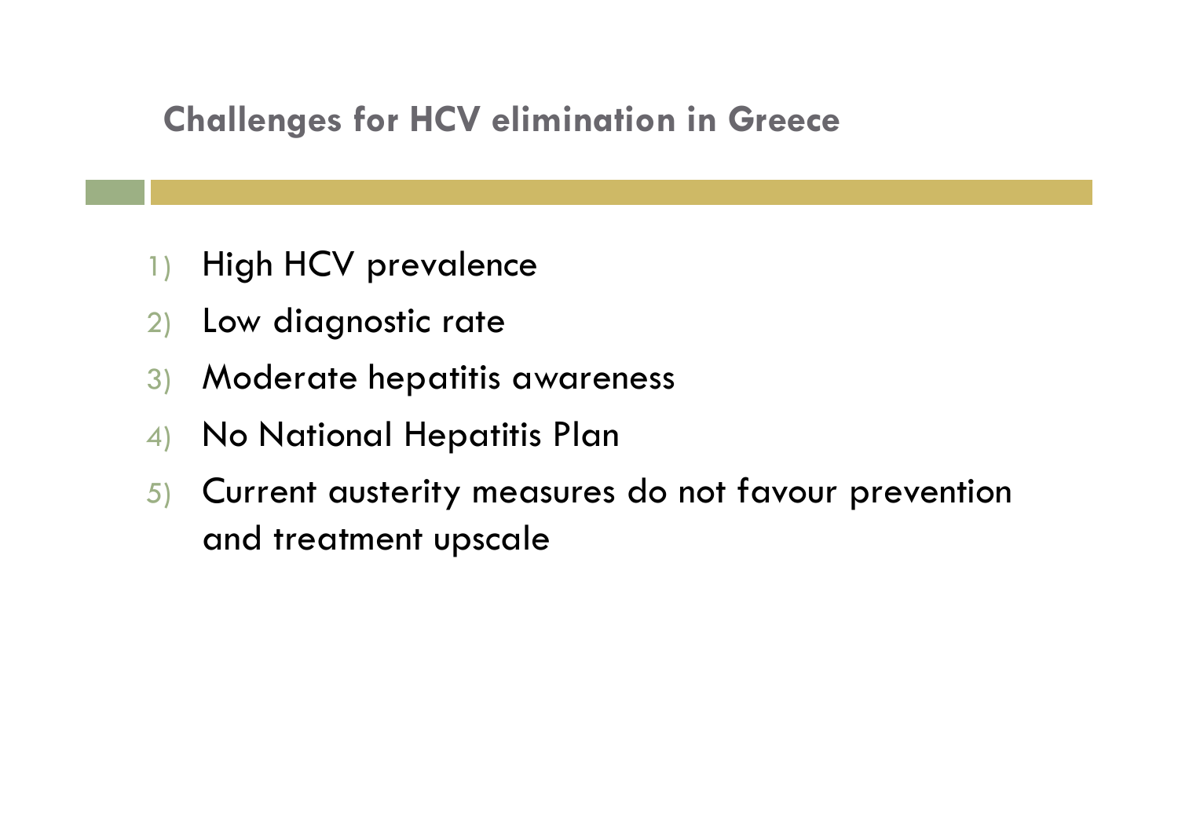## Challenges for HCV elimination in Greece

1) High HCV prevalence
2) Low diagnostic rate
3) Moderate hepatitis awareness
4) No National Hepatitis Plan
5) Current austerity measures do not favour prevention and treatment upscale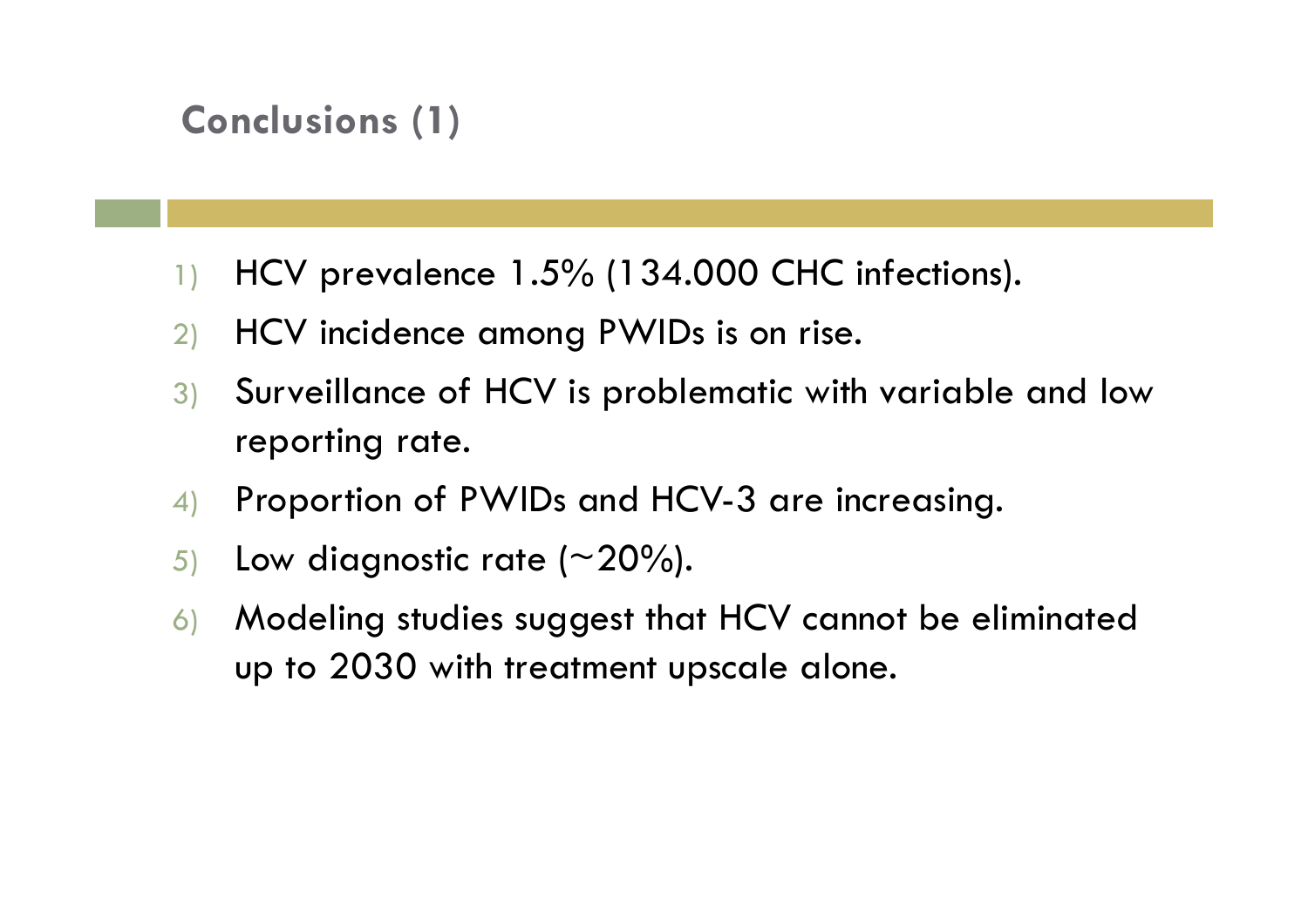## Conclusions (1)

1) HCV prevalence 1.5% (134.000 CHC infections).
2) HCV incidence among PWIDs is on rise.
3) Surveillance of HCV is problematic with variable and low reporting rate.
4) Proportion of PWIDs and HCV-3 are increasing.
5) Low diagnostic rate (~20%).
6) Modeling studies suggest that HCV cannot be eliminated up to 2030 with treatment upscale alone.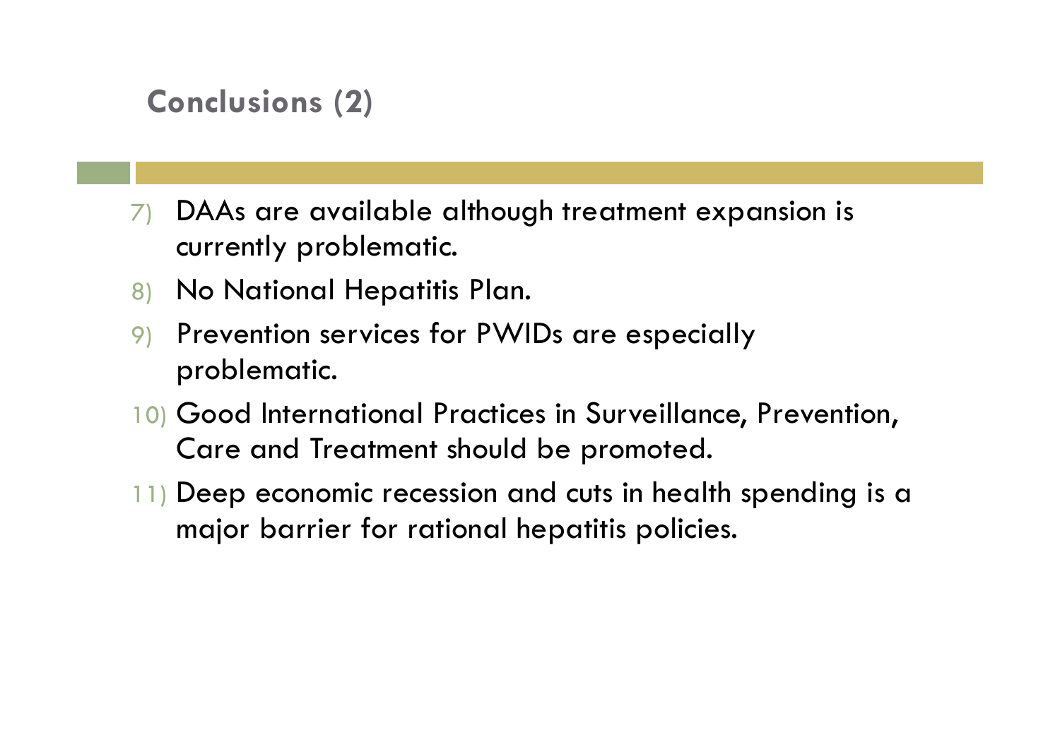## Conclusions (2)

7) DAAs are available although treatment expansion is currently problematic.
8) No National Hepatitis Plan.
9) Prevention services for PWIDs are especially problematic.
10) Good International Practices in Surveillance, Prevention, Care and Treatment should be promoted.
11) Deep economic recession and cuts in health spending is a major barrier for rational hepatitis policies.